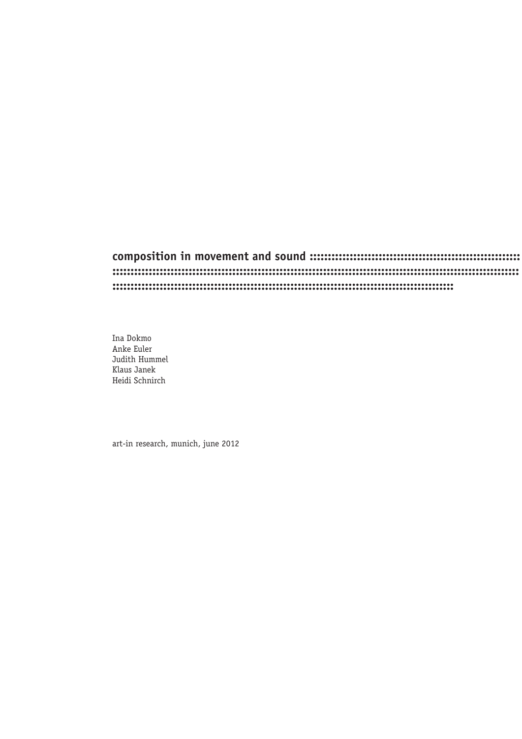# composition in movement and sound

Ina Dokmo  
Anke Euler  
Judith Hummel  
Klaus Janek  
Heidi Schnirch

art-in research, munich, june 2012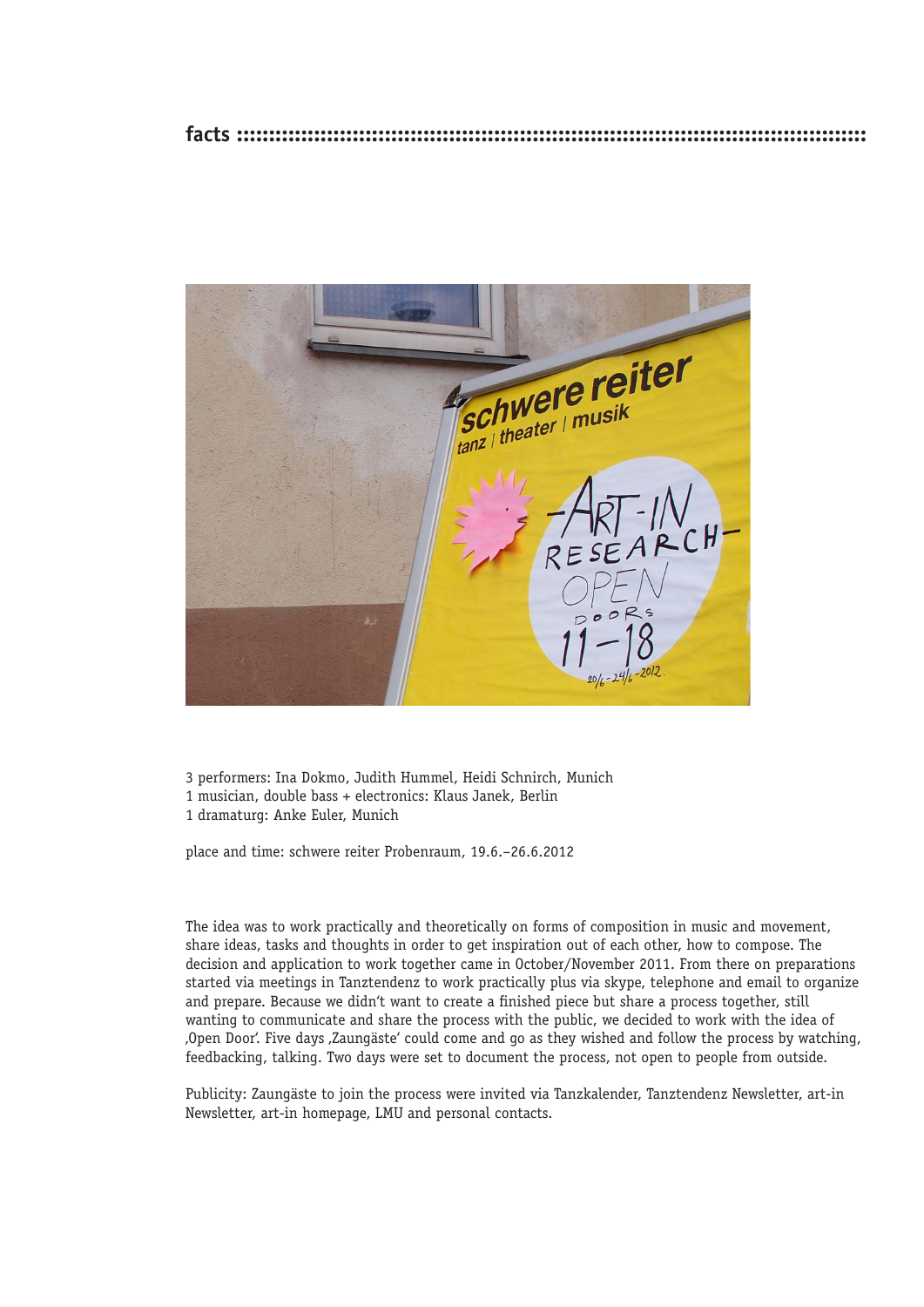## facts

3 performers: Ina Dokmo, Judith Hummel, Heidi Schnirch, Munich
1 musician, double bass + electronics: Klaus Janek, Berlin
1 dramaturg: Anke Euler, Munich

place and time: schwere reiter Probenraum, 19.6.–26.6.2012

The idea was to work practically and theoretically on forms of composition in music and movement, share ideas, tasks and thoughts in order to get inspiration out of each other, how to compose. The decision and application to work together came in October/November 2011. From there on preparations started via meetings in Tanztendenz to work practically plus via skype, telephone and email to organize and prepare. Because we didn't want to create a finished piece but share a process together, still wanting to communicate and share the process with the public, we decided to work with the idea of ‚Open Door'. Five days ‚Zaungäste' could come and go as they wished and follow the process by watching, feedbacking, talking. Two days were set to document the process, not open to people from outside.

Publicity: Zaungäste to join the process were invited via Tanzkalender, Tanztendenz Newsletter, art-in Newsletter, art-in homepage, LMU and personal contacts.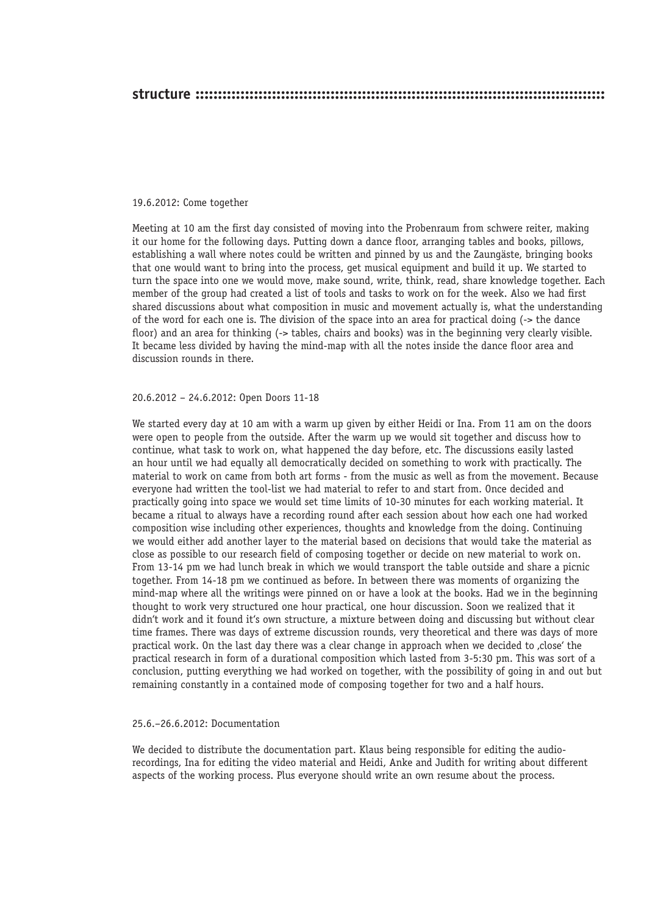# structure

19.6.2012: Come together

Meeting at 10 am the first day consisted of moving into the Probenraum from schwere reiter, making it our home for the following days. Putting down a dance floor, arranging tables and books, pillows, establishing a wall where notes could be written and pinned by us and the Zaungäste, bringing books that one would want to bring into the process, get musical equipment and build it up. We started to turn the space into one we would move, make sound, write, think, read, share knowledge together. Each member of the group had created a list of tools and tasks to work on for the week. Also we had first shared discussions about what composition in music and movement actually is, what the understanding of the word for each one is. The division of the space into an area for practical doing (-> the dance floor) and an area for thinking (-> tables, chairs and books) was in the beginning very clearly visible. It became less divided by having the mind-map with all the notes inside the dance floor area and discussion rounds in there.

20.6.2012 – 24.6.2012: Open Doors 11-18

We started every day at 10 am with a warm up given by either Heidi or Ina. From 11 am on the doors were open to people from the outside. After the warm up we would sit together and discuss how to continue, what task to work on, what happened the day before, etc. The discussions easily lasted an hour until we had equally all democratically decided on something to work with practically. The material to work on came from both art forms - from the music as well as from the movement. Because everyone had written the tool-list we had material to refer to and start from. Once decided and practically going into space we would set time limits of 10-30 minutes for each working material. It became a ritual to always have a recording round after each session about how each one had worked composition wise including other experiences, thoughts and knowledge from the doing. Continuing we would either add another layer to the material based on decisions that would take the material as close as possible to our research field of composing together or decide on new material to work on. From 13-14 pm we had lunch break in which we would transport the table outside and share a picnic together. From 14-18 pm we continued as before. In between there was moments of organizing the mind-map where all the writings were pinned on or have a look at the books. Had we in the beginning thought to work very structured one hour practical, one hour discussion. Soon we realized that it didn't work and it found it's own structure, a mixture between doing and discussing but without clear time frames. There was days of extreme discussion rounds, very theoretical and there was days of more practical work. On the last day there was a clear change in approach when we decided to ‚close' the practical research in form of a durational composition which lasted from 3-5:30 pm. This was sort of a conclusion, putting everything we had worked on together, with the possibility of going in and out but remaining constantly in a contained mode of composing together for two and a half hours.

25.6.–26.6.2012: Documentation

We decided to distribute the documentation part. Klaus being responsible for editing the audio-recordings, Ina for editing the video material and Heidi, Anke and Judith for writing about different aspects of the working process. Plus everyone should write an own resume about the process.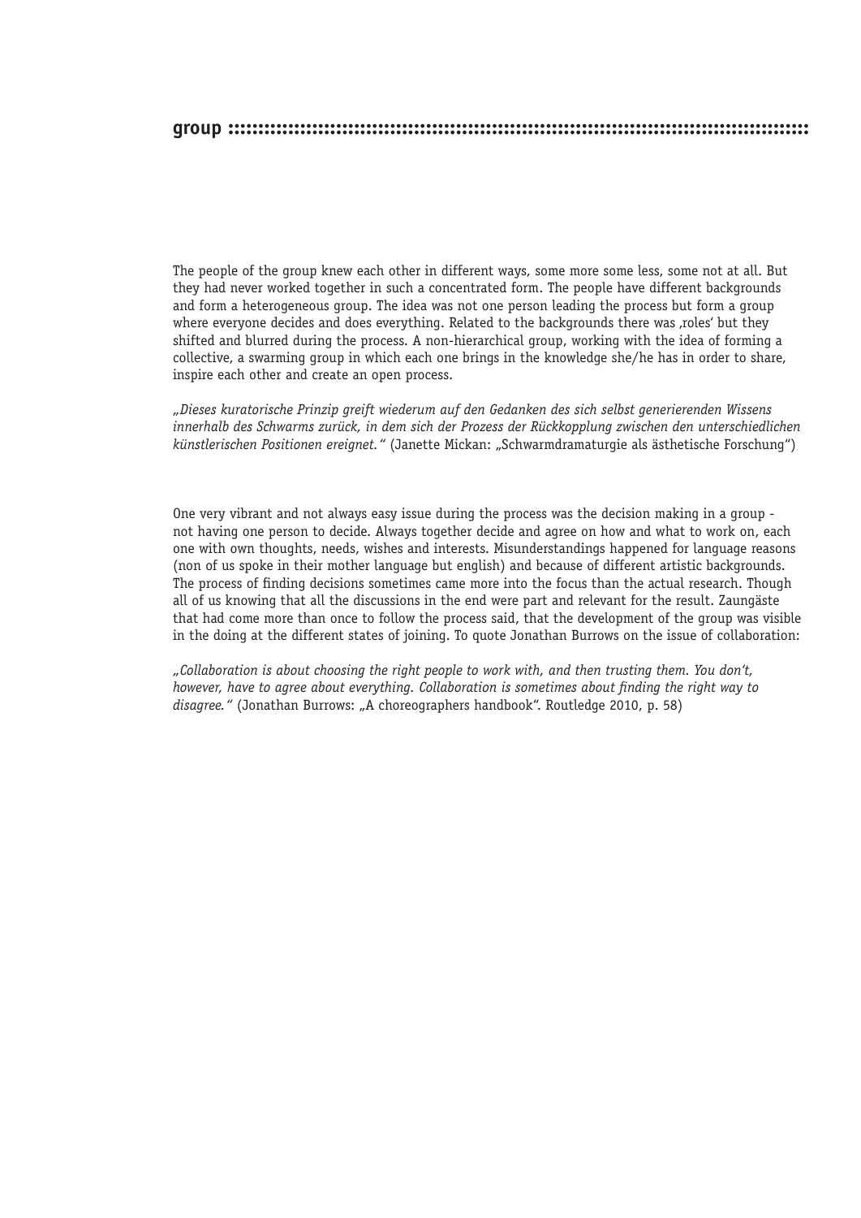## group

The people of the group knew each other in different ways, some more some less, some not at all. But they had never worked together in such a concentrated form. The people have different backgrounds and form a heterogeneous group. The idea was not one person leading the process but form a group where everyone decides and does everything. Related to the backgrounds there was ‚roles' but they shifted and blurred during the process. A non-hierarchical group, working with the idea of forming a collective, a swarming group in which each one brings in the knowledge she/he has in order to share, inspire each other and create an open process.

*„Dieses kuratorische Prinzip greift wiederum auf den Gedanken des sich selbst generierenden Wissens innerhalb des Schwarms zurück, in dem sich der Prozess der Rückkopplung zwischen den unterschiedlichen künstlerischen Positionen ereignet."* (Janette Mickan: „Schwarmdramaturgie als ästhetische Forschung")

One very vibrant and not always easy issue during the process was the decision making in a group - not having one person to decide. Always together decide and agree on how and what to work on, each one with own thoughts, needs, wishes and interests. Misunderstandings happened for language reasons (non of us spoke in their mother language but english) and because of different artistic backgrounds. The process of finding decisions sometimes came more into the focus than the actual research. Though all of us knowing that all the discussions in the end were part and relevant for the result. Zaungäste that had come more than once to follow the process said, that the development of the group was visible in the doing at the different states of joining. To quote Jonathan Burrows on the issue of collaboration:

*„Collaboration is about choosing the right people to work with, and then trusting them. You don't, however, have to agree about everything. Collaboration is sometimes about finding the right way to disagree."* (Jonathan Burrows: „A choreographers handbook". Routledge 2010, p. 58)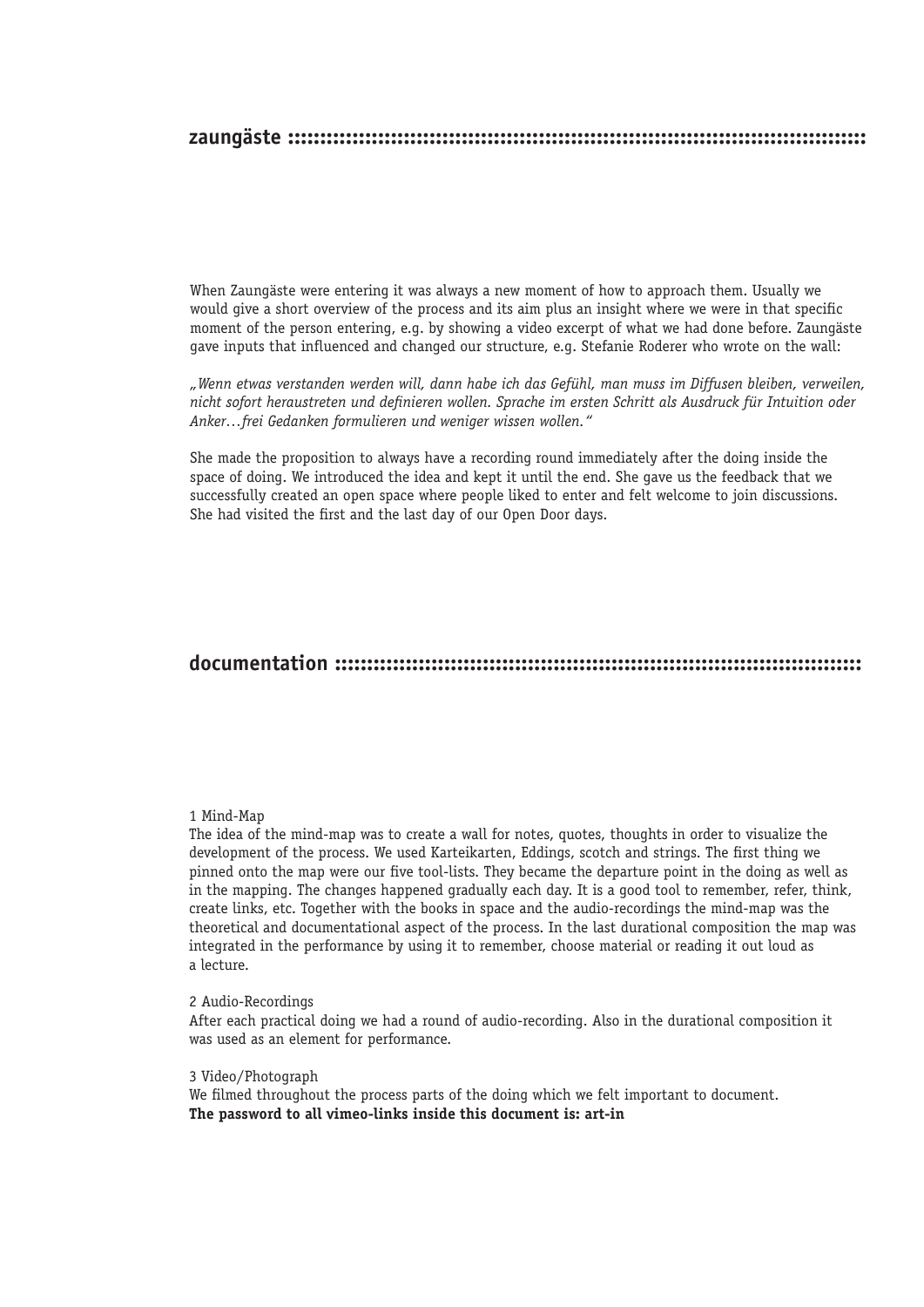## zaungäste ::::::::::::::::::::::::::::::::::::::::::::::::::::::::::::::::::::::::::::::::::::::::::::

When Zaungäste were entering it was always a new moment of how to approach them. Usually we would give a short overview of the process and its aim plus an insight where we were in that specific moment of the person entering, e.g. by showing a video excerpt of what we had done before. Zaungäste gave inputs that influenced and changed our structure, e.g. Stefanie Roderer who wrote on the wall:

*„Wenn etwas verstanden werden will, dann habe ich das Gefühl, man muss im Diffusen bleiben, verweilen, nicht sofort heraustreten und definieren wollen. Sprache im ersten Schritt als Ausdruck für Intuition oder Anker…frei Gedanken formulieren und weniger wissen wollen."*

She made the proposition to always have a recording round immediately after the doing inside the space of doing. We introduced the idea and kept it until the end. She gave us the feedback that we successfully created an open space where people liked to enter and felt welcome to join discussions. She had visited the first and the last day of our Open Door days.

## documentation ::::::::::::::::::::::::::::::::::::::::::::::::::::::::::::::::::::::::::::::::::::::

1 Mind-Map
The idea of the mind-map was to create a wall for notes, quotes, thoughts in order to visualize the development of the process. We used Karteikarten, Eddings, scotch and strings. The first thing we pinned onto the map were our five tool-lists. They became the departure point in the doing as well as in the mapping. The changes happened gradually each day. It is a good tool to remember, refer, think, create links, etc. Together with the books in space and the audio-recordings the mind-map was the theoretical and documentational aspect of the process. In the last durational composition the map was integrated in the performance by using it to remember, choose material or reading it out loud as a lecture.

2 Audio-Recordings
After each practical doing we had a round of audio-recording. Also in the durational composition it was used as an element for performance.

3 Video/Photograph
We filmed throughout the process parts of the doing which we felt important to document.
**The password to all vimeo-links inside this document is: art-in**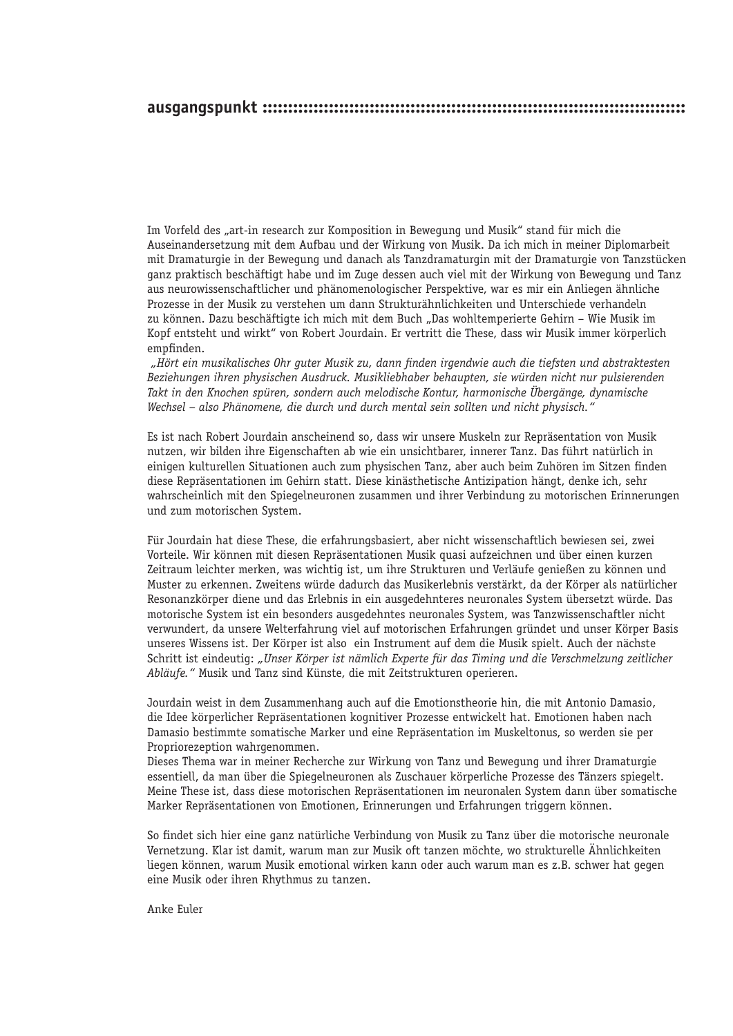## ausgangspunkt ::::::::::::::::::::::::::::::::::::::::::::::::::::::::::::::::::::::::::::::::::::

Im Vorfeld des „art-in research zur Komposition in Bewegung und Musik" stand für mich die Auseinandersetzung mit dem Aufbau und der Wirkung von Musik. Da ich mich in meiner Diplomarbeit mit Dramaturgie in der Bewegung und danach als Tanzdramaturgin mit der Dramaturgie von Tanzstücken ganz praktisch beschäftigt habe und im Zuge dessen auch viel mit der Wirkung von Bewegung und Tanz aus neurowissenschaftlicher und phänomenologischer Perspektive, war es mir ein Anliegen ähnliche Prozesse in der Musik zu verstehen um dann Strukturähnlichkeiten und Unterschiede verhandeln zu können. Dazu beschäftigte ich mich mit dem Buch „Das wohltemperierte Gehirn – Wie Musik im Kopf entsteht und wirkt" von Robert Jourdain. Er vertritt die These, dass wir Musik immer körperlich empfinden.

*„Hört ein musikalisches Ohr guter Musik zu, dann finden irgendwie auch die tiefsten und abstraktesten Beziehungen ihren physischen Ausdruck. Musikliebhaber behaupten, sie würden nicht nur pulsierenden Takt in den Knochen spüren, sondern auch melodische Kontur, harmonische Übergänge, dynamische Wechsel – also Phänomene, die durch und durch mental sein sollten und nicht physisch."*

Es ist nach Robert Jourdain anscheinend so, dass wir unsere Muskeln zur Repräsentation von Musik nutzen, wir bilden ihre Eigenschaften ab wie ein unsichtbarer, innerer Tanz. Das führt natürlich in einigen kulturellen Situationen auch zum physischen Tanz, aber auch beim Zuhören im Sitzen finden diese Repräsentationen im Gehirn statt. Diese kinästhetische Antizipation hängt, denke ich, sehr wahrscheinlich mit den Spiegelneuronen zusammen und ihrer Verbindung zu motorischen Erinnerungen und zum motorischen System.

Für Jourdain hat diese These, die erfahrungsbasiert, aber nicht wissenschaftlich bewiesen sei, zwei Vorteile. Wir können mit diesen Repräsentationen Musik quasi aufzeichnen und über einen kurzen Zeitraum leichter merken, was wichtig ist, um ihre Strukturen und Verläufe genießen zu können und Muster zu erkennen. Zweitens würde dadurch das Musikerlebnis verstärkt, da der Körper als natürlicher Resonanzkörper diene und das Erlebnis in ein ausgedehnteres neuronales System übersetzt würde. Das motorische System ist ein besonders ausgedehntes neuronales System, was Tanzwissenschaftler nicht verwundert, da unsere Welterfahrung viel auf motorischen Erfahrungen gründet und unser Körper Basis unseres Wissens ist. Der Körper ist also ein Instrument auf dem die Musik spielt. Auch der nächste Schritt ist eindeutig: *„Unser Körper ist nämlich Experte für das Timing und die Verschmelzung zeitlicher Abläufe."* Musik und Tanz sind Künste, die mit Zeitstrukturen operieren.

Jourdain weist in dem Zusammenhang auch auf die Emotionstheorie hin, die mit Antonio Damasio, die Idee körperlicher Repräsentationen kognitiver Prozesse entwickelt hat. Emotionen haben nach Damasio bestimmte somatische Marker und eine Repräsentation im Muskeltonus, so werden sie per Propriorezeption wahrgenommen.
Dieses Thema war in meiner Recherche zur Wirkung von Tanz und Bewegung und ihrer Dramaturgie essentiell, da man über die Spiegelneuronen als Zuschauer körperliche Prozesse des Tänzers spiegelt. Meine These ist, dass diese motorischen Repräsentationen im neuronalen System dann über somatische Marker Repräsentationen von Emotionen, Erinnerungen und Erfahrungen triggern können.

So findet sich hier eine ganz natürliche Verbindung von Musik zu Tanz über die motorische neuronale Vernetzung. Klar ist damit, warum man zur Musik oft tanzen möchte, wo strukturelle Ähnlichkeiten liegen können, warum Musik emotional wirken kann oder auch warum man es z.B. schwer hat gegen eine Musik oder ihren Rhythmus zu tanzen.

Anke Euler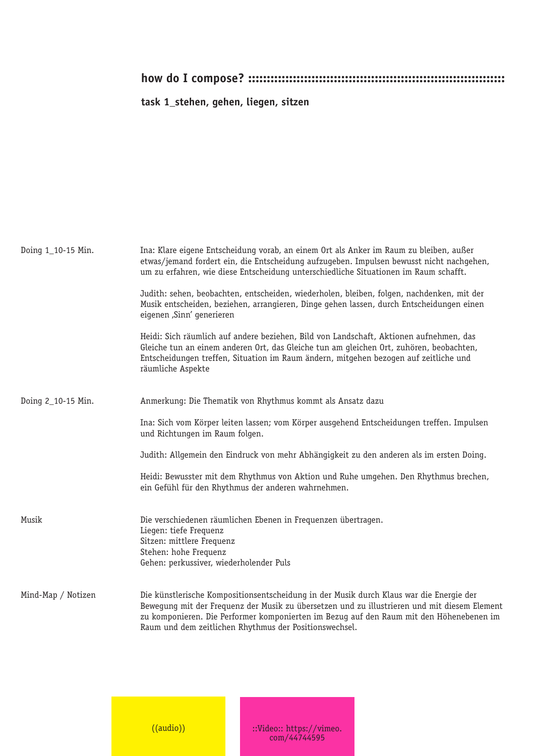## how do I compose? ::::::::::::::::::::::::::::::::::::::::::::::::::::::::::::::::::

### task 1_stehen, gehen, liegen, sitzen

**Doing 1_10-15 Min.**

Ina: Klare eigene Entscheidung vorab, an einem Ort als Anker im Raum zu bleiben, außer etwas/jemand fordert ein, die Entscheidung aufzugeben. Impulsen bewusst nicht nachgehen, um zu erfahren, wie diese Entscheidung unterschiedliche Situationen im Raum schafft.

Judith: sehen, beobachten, entscheiden, wiederholen, bleiben, folgen, nachdenken, mit der Musik entscheiden, beziehen, arrangieren, Dinge gehen lassen, durch Entscheidungen einen eigenen ‚Sinn' generieren

Heidi: Sich räumlich auf andere beziehen, Bild von Landschaft, Aktionen aufnehmen, das Gleiche tun an einem anderen Ort, das Gleiche tun am gleichen Ort, zuhören, beobachten, Entscheidungen treffen, Situation im Raum ändern, mitgehen bezogen auf zeitliche und räumliche Aspekte

**Doing 2_10-15 Min.**

Anmerkung: Die Thematik von Rhythmus kommt als Ansatz dazu

Ina: Sich vom Körper leiten lassen; vom Körper ausgehend Entscheidungen treffen. Impulsen und Richtungen im Raum folgen.

Judith: Allgemein den Eindruck von mehr Abhängigkeit zu den anderen als im ersten Doing.

Heidi: Bewusster mit dem Rhythmus von Aktion und Ruhe umgehen. Den Rhythmus brechen, ein Gefühl für den Rhythmus der anderen wahrnehmen.

**Musik**

Die verschiedenen räumlichen Ebenen in Frequenzen übertragen.
Liegen: tiefe Frequenz
Sitzen: mittlere Frequenz
Stehen: hohe Frequenz
Gehen: perkussiver, wiederholender Puls

**Mind-Map / Notizen**

Die künstlerische Kompositionsentscheidung in der Musik durch Klaus war die Energie der Bewegung mit der Frequenz der Musik zu übersetzen und zu illustrieren und mit diesem Element zu komponieren. Die Performer komponierten im Bezug auf den Raum mit den Höhenebenen im Raum und dem zeitlichen Rhythmus der Positionswechsel.

((audio))

::Video:: https://vimeo.com/44744595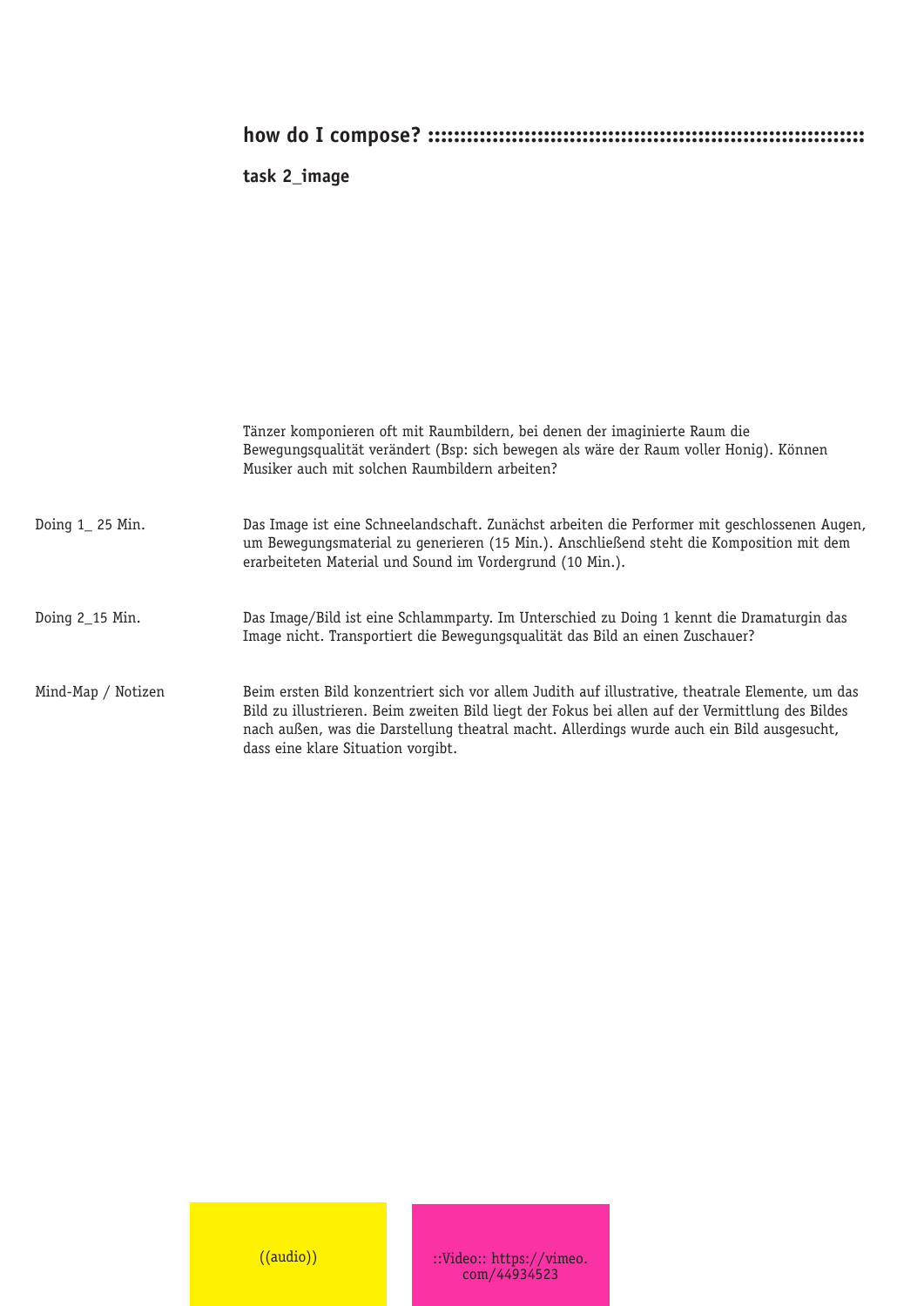## how do I compose? ::::::::::::::::::::::::::::::::::::::::::::::::::::::::::::::::::

**task 2_image**

Tänzer komponieren oft mit Raumbildern, bei denen der imaginierte Raum die Bewegungsqualität verändert (Bsp: sich bewegen als wäre der Raum voller Honig). Können Musiker auch mit solchen Raumbildern arbeiten?

Doing 1_ 25 Min.

Das Image ist eine Schneelandschaft. Zunächst arbeiten die Performer mit geschlossenen Augen, um Bewegungsmaterial zu generieren (15 Min.). Anschließend steht die Komposition mit dem erarbeiteten Material und Sound im Vordergrund (10 Min.).

Doing 2_15 Min.

Das Image/Bild ist eine Schlammparty. Im Unterschied zu Doing 1 kennt die Dramaturgin das Image nicht. Transportiert die Bewegungsqualität das Bild an einen Zuschauer?

Mind-Map / Notizen

Beim ersten Bild konzentriert sich vor allem Judith auf illustrative, theatrale Elemente, um das Bild zu illustrieren. Beim zweiten Bild liegt der Fokus bei allen auf der Vermittlung des Bildes nach außen, was die Darstellung theatral macht. Allerdings wurde auch ein Bild ausgesucht, dass eine klare Situation vorgibt.

((audio))

::Video:: https://vimeo.com/44934523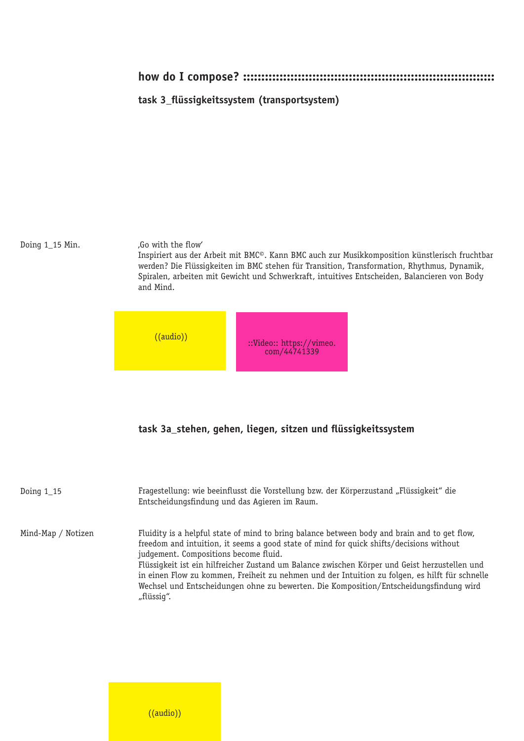## how do I compose? ::::::::::::::::::::::::::::::::::::::::::::::::::::::::::::::::::

### task 3_flüssigkeitssystem (transportsystem)

Doing 1_15 Min.

‚Go with the flow'
Inspiriert aus der Arbeit mit BMC©. Kann BMC auch zur Musikkomposition künstlerisch fruchtbar werden? Die Flüssigkeiten im BMC stehen für Transition, Transformation, Rhythmus, Dynamik, Spiralen, arbeiten mit Gewicht und Schwerkraft, intuitives Entscheiden, Balancieren von Body and Mind.

((audio))

::Video:: https://vimeo.com/44741339

### task 3a_stehen, gehen, liegen, sitzen und flüssigkeitssystem

Doing 1_15

Fragestellung: wie beeinflusst die Vorstellung bzw. der Körperzustand „Flüssigkeit" die Entscheidungsfindung und das Agieren im Raum.

Mind-Map / Notizen

Fluidity is a helpful state of mind to bring balance between body and brain and to get flow, freedom and intuition, it seems a good state of mind for quick shifts/decisions without judgement. Compositions become fluid.
Flüssigkeit ist ein hilfreicher Zustand um Balance zwischen Körper und Geist herzustellen und in einen Flow zu kommen, Freiheit zu nehmen und der Intuition zu folgen, es hilft für schnelle Wechsel und Entscheidungen ohne zu bewerten. Die Komposition/Entscheidungsfindung wird „flüssig".

((audio))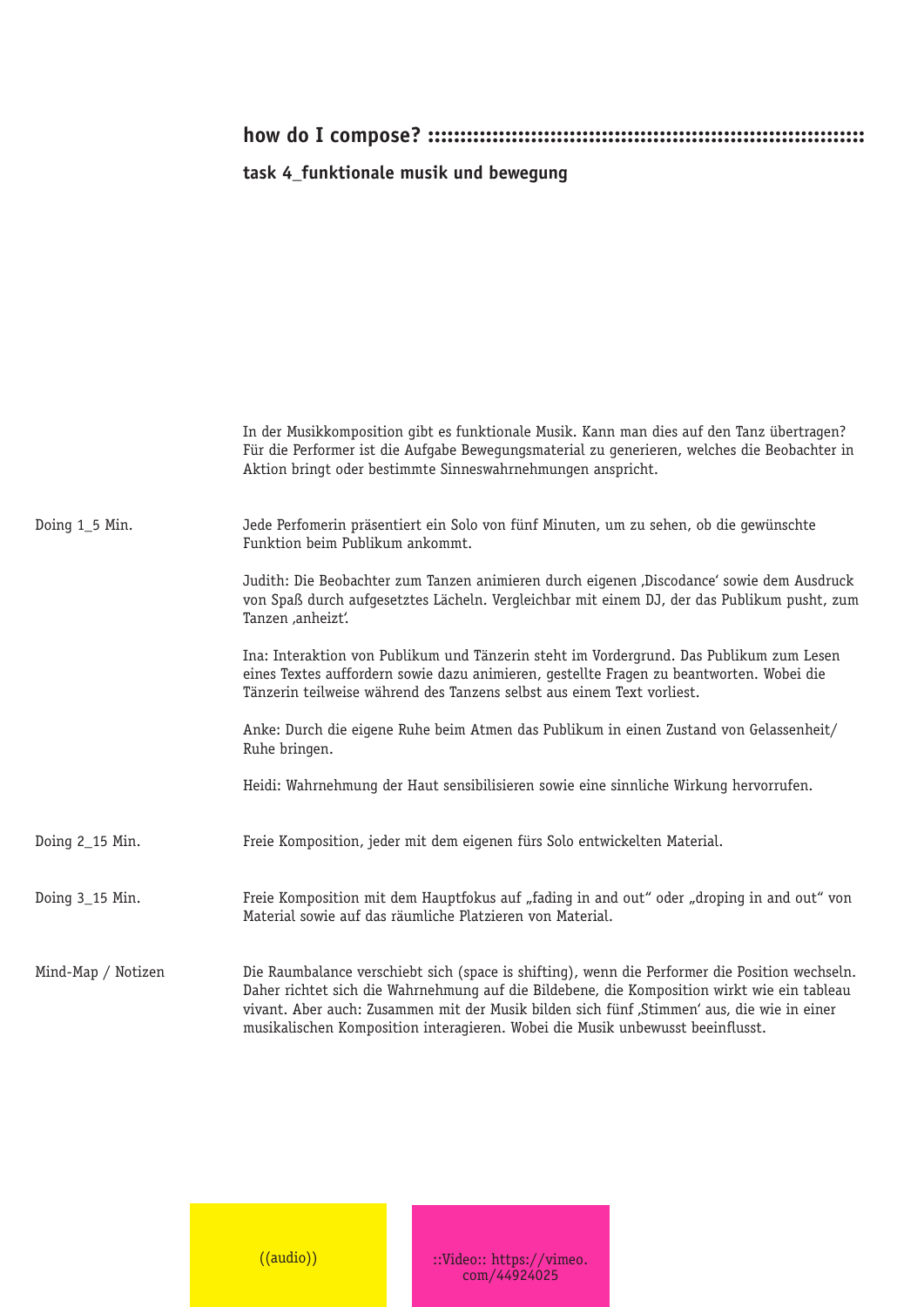## how do I compose? :::::::::::::::::::::::::::::::::::::::::::::::::::::::::::::::::::

### task 4_funktionale musik und bewegung

In der Musikkomposition gibt es funktionale Musik. Kann man dies auf den Tanz übertragen? Für die Performer ist die Aufgabe Bewegungsmaterial zu generieren, welches die Beobachter in Aktion bringt oder bestimmte Sinneswahrnehmungen anspricht.

**Doing 1_5 Min.**

Jede Perfomerin präsentiert ein Solo von fünf Minuten, um zu sehen, ob die gewünschte Funktion beim Publikum ankommt.

Judith: Die Beobachter zum Tanzen animieren durch eigenen ‚Discodance' sowie dem Ausdruck von Spaß durch aufgesetztes Lächeln. Vergleichbar mit einem DJ, der das Publikum pusht, zum Tanzen ‚anheizt'.

Ina: Interaktion von Publikum und Tänzerin steht im Vordergrund. Das Publikum zum Lesen eines Textes auffordern sowie dazu animieren, gestellte Fragen zu beantworten. Wobei die Tänzerin teilweise während des Tanzens selbst aus einem Text vorliest.

Anke: Durch die eigene Ruhe beim Atmen das Publikum in einen Zustand von Gelassenheit/ Ruhe bringen.

Heidi: Wahrnehmung der Haut sensibilisieren sowie eine sinnliche Wirkung hervorrufen.

**Doing 2_15 Min.**

Freie Komposition, jeder mit dem eigenen fürs Solo entwickelten Material.

**Doing 3_15 Min.**

Freie Komposition mit dem Hauptfokus auf „fading in and out" oder „droping in and out" von Material sowie auf das räumliche Platzieren von Material.

**Mind-Map / Notizen**

Die Raumbalance verschiebt sich (space is shifting), wenn die Performer die Position wechseln. Daher richtet sich die Wahrnehmung auf die Bildebene, die Komposition wirkt wie ein tableau vivant. Aber auch: Zusammen mit der Musik bilden sich fünf ‚Stimmen' aus, die wie in einer musikalischen Komposition interagieren. Wobei die Musik unbewusst beeinflusst.

((audio))

::Video:: https://vimeo.com/44924025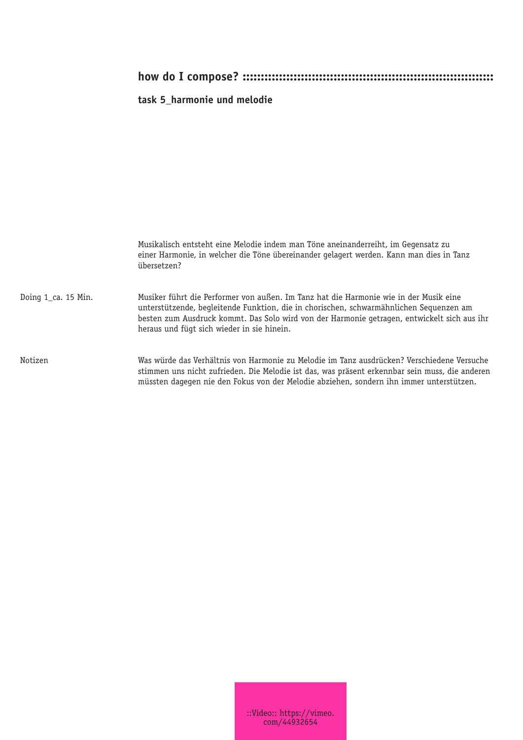## how do I compose? ::::::::::::::::::::::::::::::::::::::::::::::::::::::::::::::::::::

### task 5_harmonie und melodie

Musikalisch entsteht eine Melodie indem man Töne aneinanderreiht, im Gegensatz zu einer Harmonie, in welcher die Töne übereinander gelagert werden. Kann man dies in Tanz übersetzen?

Doing 1_ca. 15 Min.

Musiker führt die Performer von außen. Im Tanz hat die Harmonie wie in der Musik eine unterstützende, begleitende Funktion, die in chorischen, schwarmähnlichen Sequenzen am besten zum Ausdruck kommt. Das Solo wird von der Harmonie getragen, entwickelt sich aus ihr heraus und fügt sich wieder in sie hinein.

Notizen

Was würde das Verhältnis von Harmonie zu Melodie im Tanz ausdrücken? Verschiedene Versuche stimmen uns nicht zufrieden. Die Melodie ist das, was präsent erkennbar sein muss, die anderen müssten dagegen nie den Fokus von der Melodie abziehen, sondern ihn immer unterstützen.

::Video:: https://vimeo.com/44932654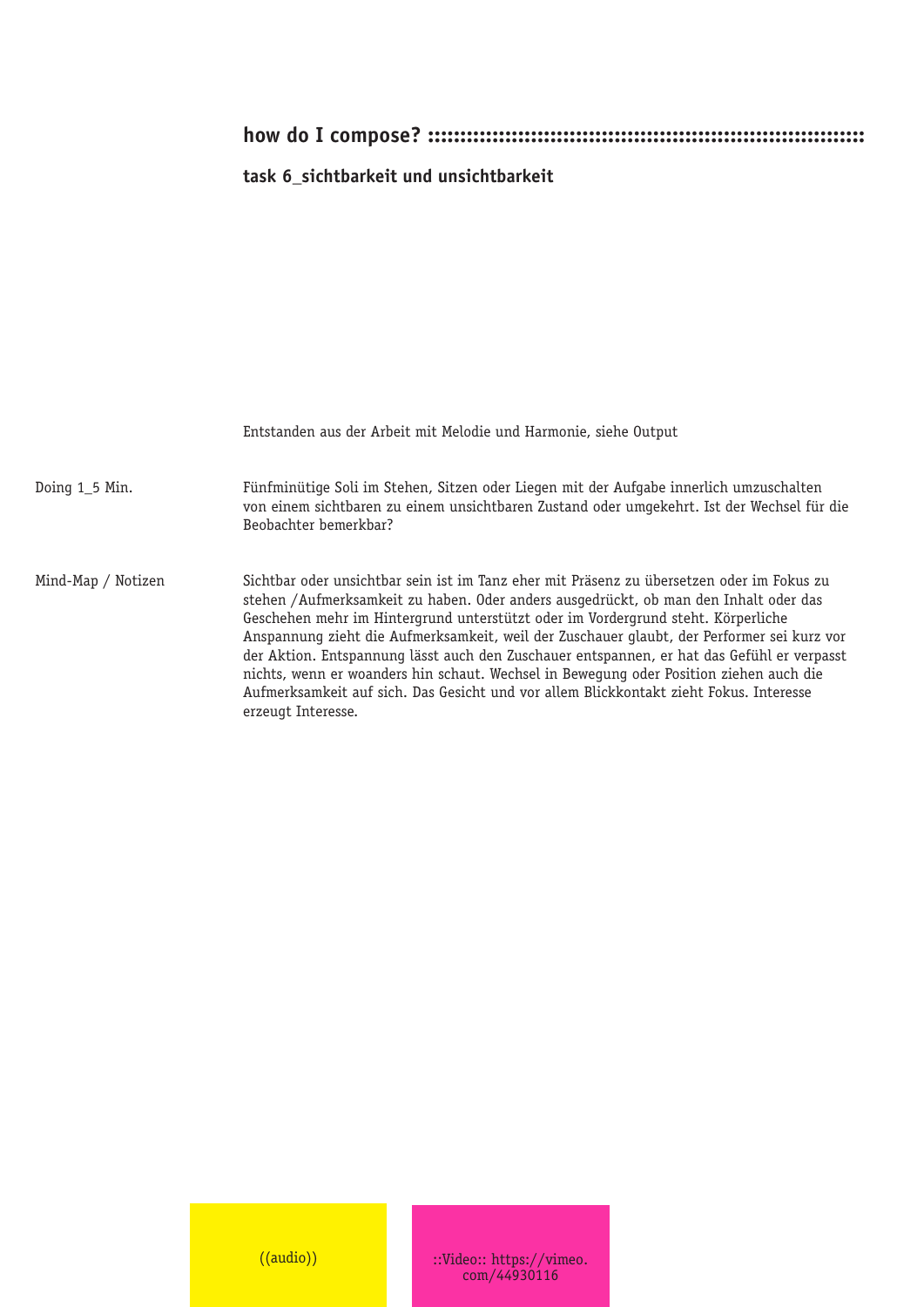## how do I compose? ::::::::::::::::::::::::::::::::::::::::::::::::::::::::::::::::

### task 6_sichtbarkeit und unsichtbarkeit

Entstanden aus der Arbeit mit Melodie und Harmonie, siehe Output

**Doing 1_5 Min.**

Fünfminütige Soli im Stehen, Sitzen oder Liegen mit der Aufgabe innerlich umzuschalten von einem sichtbaren zu einem unsichtbaren Zustand oder umgekehrt. Ist der Wechsel für die Beobachter bemerkbar?

**Mind-Map / Notizen**

Sichtbar oder unsichtbar sein ist im Tanz eher mit Präsenz zu übersetzen oder im Fokus zu stehen /Aufmerksamkeit zu haben. Oder anders ausgedrückt, ob man den Inhalt oder das Geschehen mehr im Hintergrund unterstützt oder im Vordergrund steht. Körperliche Anspannung zieht die Aufmerksamkeit, weil der Zuschauer glaubt, der Performer sei kurz vor der Aktion. Entspannung lässt auch den Zuschauer entspannen, er hat das Gefühl er verpasst nichts, wenn er woanders hin schaut. Wechsel in Bewegung oder Position ziehen auch die Aufmerksamkeit auf sich. Das Gesicht und vor allem Blickkontakt zieht Fokus. Interesse erzeugt Interesse.

((audio))

::Video:: https://vimeo.com/44930116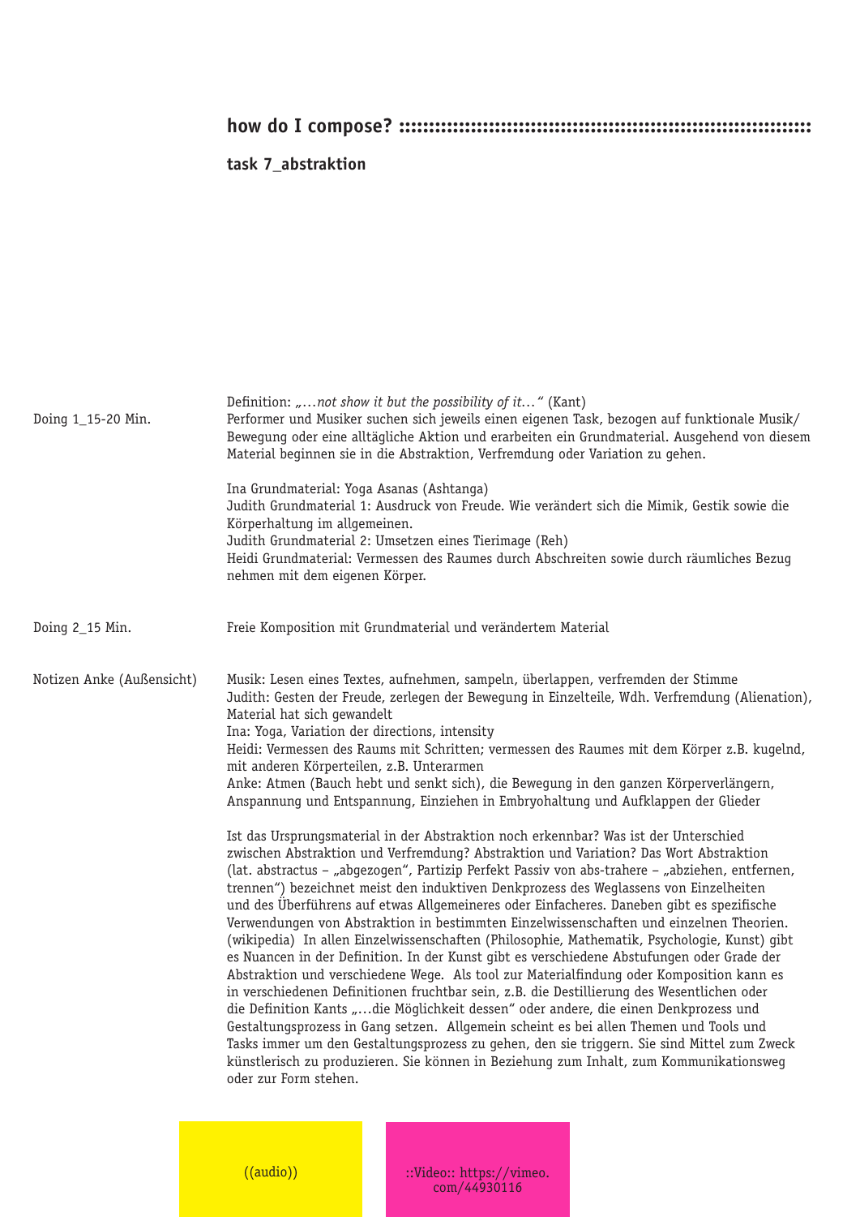## how do I compose? :::::::::::::::::::::::::::::::::::::::::::::::::::::::::::::::::::

### task 7_abstraktion

Definition: *„…not show it but the possibility of it…“* (Kant)

**Doing 1_15-20 Min.**

Performer und Musiker suchen sich jeweils einen eigenen Task, bezogen auf funktionale Musik/ Bewegung oder eine alltägliche Aktion und erarbeiten ein Grundmaterial. Ausgehend von diesem Material beginnen sie in die Abstraktion, Verfremdung oder Variation zu gehen.

Ina Grundmaterial: Yoga Asanas (Ashtanga)
Judith Grundmaterial 1: Ausdruck von Freude. Wie verändert sich die Mimik, Gestik sowie die Körperhaltung im allgemeinen.
Judith Grundmaterial 2: Umsetzen eines Tierimage (Reh)
Heidi Grundmaterial: Vermessen des Raumes durch Abschreiten sowie durch räumliches Bezug nehmen mit dem eigenen Körper.

**Doing 2_15 Min.**

Freie Komposition mit Grundmaterial und verändertem Material

**Notizen Anke (Außensicht)**

Musik: Lesen eines Textes, aufnehmen, sampeln, überlappen, verfremden der Stimme
Judith: Gesten der Freude, zerlegen der Bewegung in Einzelteile, Wdh. Verfremdung (Alienation), Material hat sich gewandelt
Ina: Yoga, Variation der directions, intensity
Heidi: Vermessen des Raums mit Schritten; vermessen des Raumes mit dem Körper z.B. kugelnd, mit anderen Körperteilen, z.B. Unterarmen
Anke: Atmen (Bauch hebt und senkt sich), die Bewegung in den ganzen Körperverlängern, Anspannung und Entspannung, Einziehen in Embryohaltung und Aufklappen der Glieder

Ist das Ursprungsmaterial in der Abstraktion noch erkennbar? Was ist der Unterschied zwischen Abstraktion und Verfremdung? Abstraktion und Variation? Das Wort Abstraktion (lat. abstractus – „abgezogen“, Partizip Perfekt Passiv von abs-trahere – „abziehen, entfernen, trennen“) bezeichnet meist den induktiven Denkprozess des Weglassens von Einzelheiten und des Überführens auf etwas Allgemeineres oder Einfacheres. Daneben gibt es spezifische Verwendungen von Abstraktion in bestimmten Einzelwissenschaften und einzelnen Theorien. (wikipedia) In allen Einzelwissenschaften (Philosophie, Mathematik, Psychologie, Kunst) gibt es Nuancen in der Definition. In der Kunst gibt es verschiedene Abstufungen oder Grade der Abstraktion und verschiedene Wege. Als tool zur Materialfindung oder Komposition kann es in verschiedenen Definitionen fruchtbar sein, z.B. die Destillierung des Wesentlichen oder die Definition Kants „…die Möglichkeit dessen“ oder andere, die einen Denkprozess und Gestaltungsprozess in Gang setzen. Allgemein scheint es bei allen Themen und Tools und Tasks immer um den Gestaltungsprozess zu gehen, den sie triggern. Sie sind Mittel zum Zweck künstlerisch zu produzieren. Sie können in Beziehung zum Inhalt, zum Kommunikationsweg oder zur Form stehen.

((audio))

::Video:: https://vimeo.com/44930116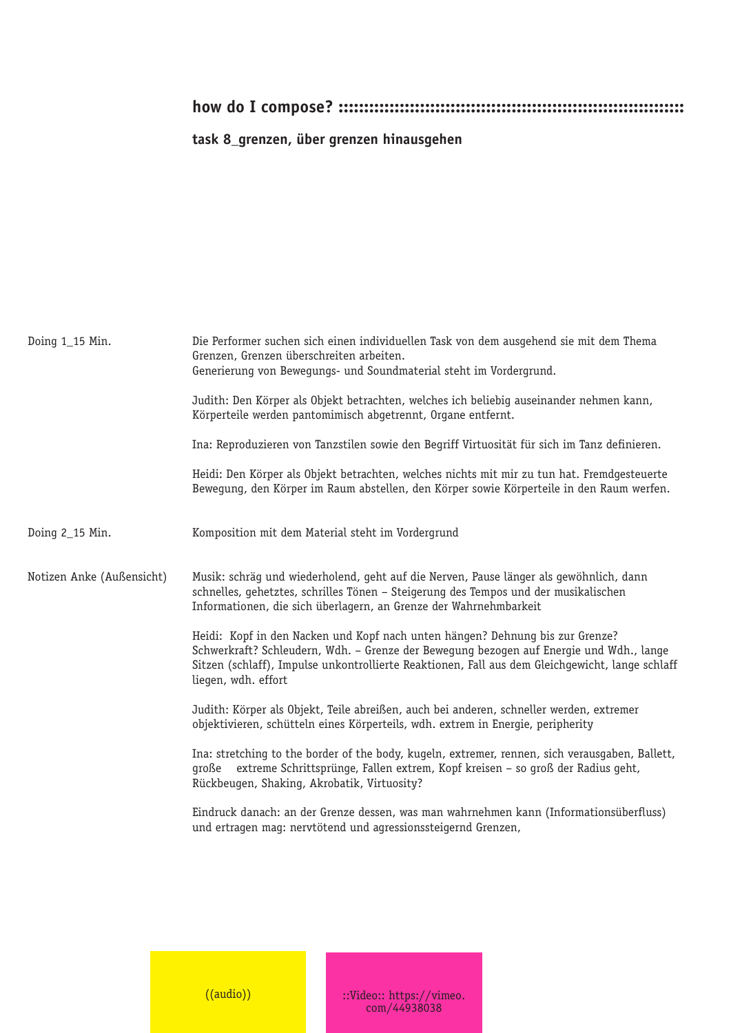## how do I compose? :::::::::::::::::::::::::::::::::::::::::::::::::::::::::::::::::

### task 8_grenzen, über grenzen hinausgehen

**Doing 1_15 Min.**

Die Performer suchen sich einen individuellen Task von dem ausgehend sie mit dem Thema Grenzen, Grenzen überschreiten arbeiten.
Generierung von Bewegungs- und Soundmaterial steht im Vordergrund.

Judith: Den Körper als Objekt betrachten, welches ich beliebig auseinander nehmen kann, Körperteile werden pantomimisch abgetrennt, Organe entfernt.

Ina: Reproduzieren von Tanzstilen sowie den Begriff Virtuosität für sich im Tanz definieren.

Heidi: Den Körper als Objekt betrachten, welches nichts mit mir zu tun hat. Fremdgesteuerte Bewegung, den Körper im Raum abstellen, den Körper sowie Körperteile in den Raum werfen.

**Doing 2_15 Min.**

Komposition mit dem Material steht im Vordergrund

**Notizen Anke (Außensicht)**

Musik: schräg und wiederholend, geht auf die Nerven, Pause länger als gewöhnlich, dann schnelles, gehetztes, schrilles Tönen – Steigerung des Tempos und der musikalischen Informationen, die sich überlagern, an Grenze der Wahrnehmbarkeit

Heidi: Kopf in den Nacken und Kopf nach unten hängen? Dehnung bis zur Grenze? Schwerkraft? Schleudern, Wdh. – Grenze der Bewegung bezogen auf Energie und Wdh., lange Sitzen (schlaff), Impulse unkontrollierte Reaktionen, Fall aus dem Gleichgewicht, lange schlaff liegen, wdh. effort

Judith: Körper als Objekt, Teile abreißen, auch bei anderen, schneller werden, extremer objektivieren, schütteln eines Körperteils, wdh. extrem in Energie, peripherity

Ina: stretching to the border of the body, kugeln, extremer, rennen, sich verausgaben, Ballett, große extreme Schrittsprünge, Fallen extrem, Kopf kreisen – so groß der Radius geht, Rückbeugen, Shaking, Akrobatik, Virtuosity?

Eindruck danach: an der Grenze dessen, was man wahrnehmen kann (Informationsüberfluss) und ertragen mag: nervtötend und agressionssteigernd Grenzen,

((audio))

::Video:: https://vimeo.com/44938038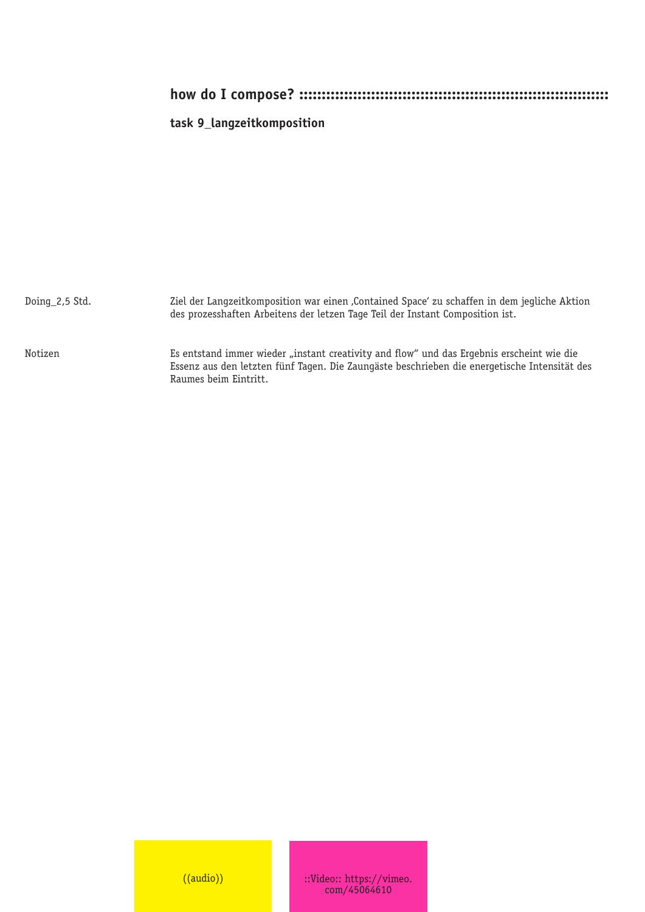## how do I compose? ::::::::::::::::::::::::::::::::::::::::::::::::::::::::::::::::::::

### task 9_langzeitkomposition

Doing_2,5 Std.

Ziel der Langzeitkomposition war einen ‚Contained Space' zu schaffen in dem jegliche Aktion des prozesshaften Arbeitens der letzten Tage Teil der Instant Composition ist.

Notizen

Es entstand immer wieder „instant creativity and flow" und das Ergebnis erscheint wie die Essenz aus den letzten fünf Tagen. Die Zaungäste beschrieben die energetische Intensität des Raumes beim Eintritt.

((audio))

::Video:: https://vimeo.com/45064610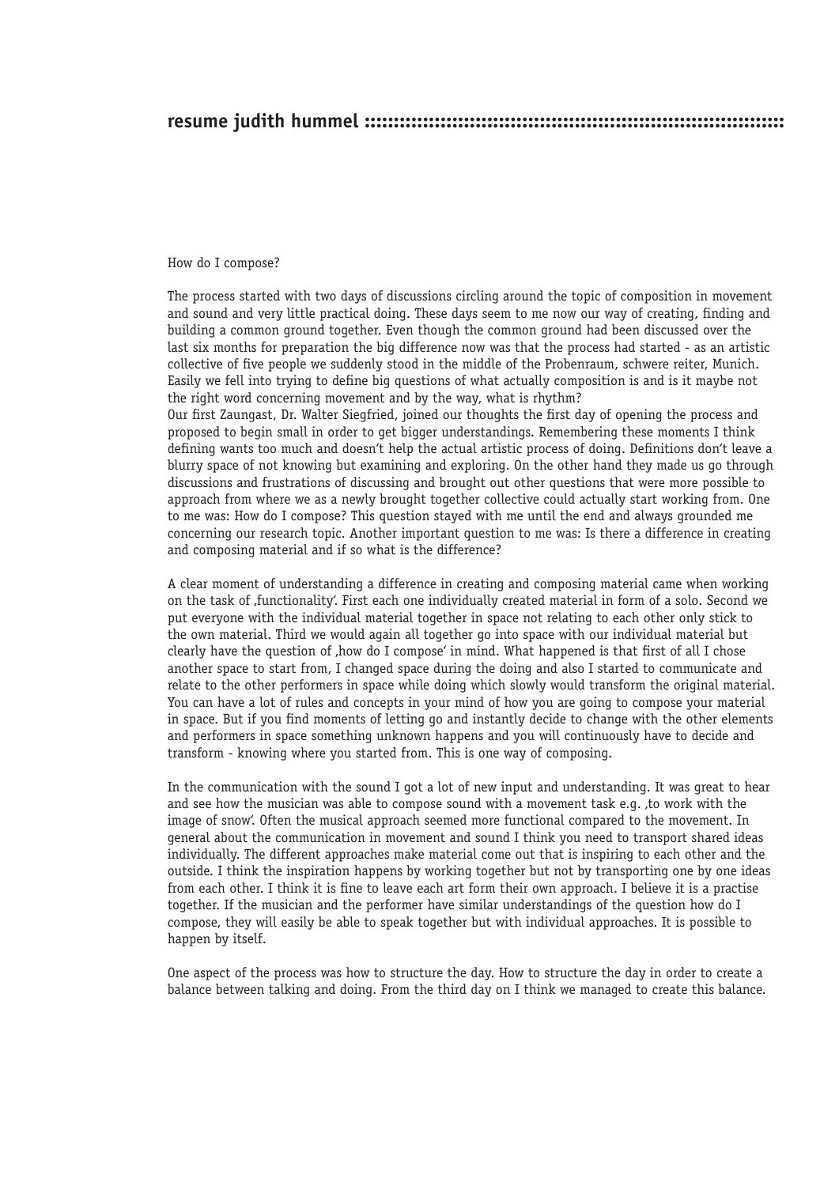## resume judith hummel

How do I compose?

The process started with two days of discussions circling around the topic of composition in movement and sound and very little practical doing. These days seem to me now our way of creating, finding and building a common ground together. Even though the common ground had been discussed over the last six months for preparation the big difference now was that the process had started - as an artistic collective of five people we suddenly stood in the middle of the Probenraum, schwere reiter, Munich. Easily we fell into trying to define big questions of what actually composition is and is it maybe not the right word concerning movement and by the way, what is rhythm?
Our first Zaungast, Dr. Walter Siegfried, joined our thoughts the first day of opening the process and proposed to begin small in order to get bigger understandings. Remembering these moments I think defining wants too much and doesn't help the actual artistic process of doing. Definitions don't leave a blurry space of not knowing but examining and exploring. On the other hand they made us go through discussions and frustrations of discussing and brought out other questions that were more possible to approach from where we as a newly brought together collective could actually start working from. One to me was: How do I compose? This question stayed with me until the end and always grounded me concerning our research topic. Another important question to me was: Is there a difference in creating and composing material and if so what is the difference?

A clear moment of understanding a difference in creating and composing material came when working on the task of ‚functionality'. First each one individually created material in form of a solo. Second we put everyone with the individual material together in space not relating to each other only stick to the own material. Third we would again all together go into space with our individual material but clearly have the question of ‚how do I compose' in mind. What happened is that first of all I chose another space to start from, I changed space during the doing and also I started to communicate and relate to the other performers in space while doing which slowly would transform the original material. You can have a lot of rules and concepts in your mind of how you are going to compose your material in space. But if you find moments of letting go and instantly decide to change with the other elements and performers in space something unknown happens and you will continuously have to decide and transform - knowing where you started from. This is one way of composing.

In the communication with the sound I got a lot of new input and understanding. It was great to hear and see how the musician was able to compose sound with a movement task e.g. ‚to work with the image of snow'. Often the musical approach seemed more functional compared to the movement. In general about the communication in movement and sound I think you need to transport shared ideas individually. The different approaches make material come out that is inspiring to each other and the outside. I think the inspiration happens by working together but not by transporting one by one ideas from each other. I think it is fine to leave each art form their own approach. I believe it is a practise together. If the musician and the performer have similar understandings of the question how do I compose, they will easily be able to speak together but with individual approaches. It is possible to happen by itself.

One aspect of the process was how to structure the day. How to structure the day in order to create a balance between talking and doing. From the third day on I think we managed to create this balance.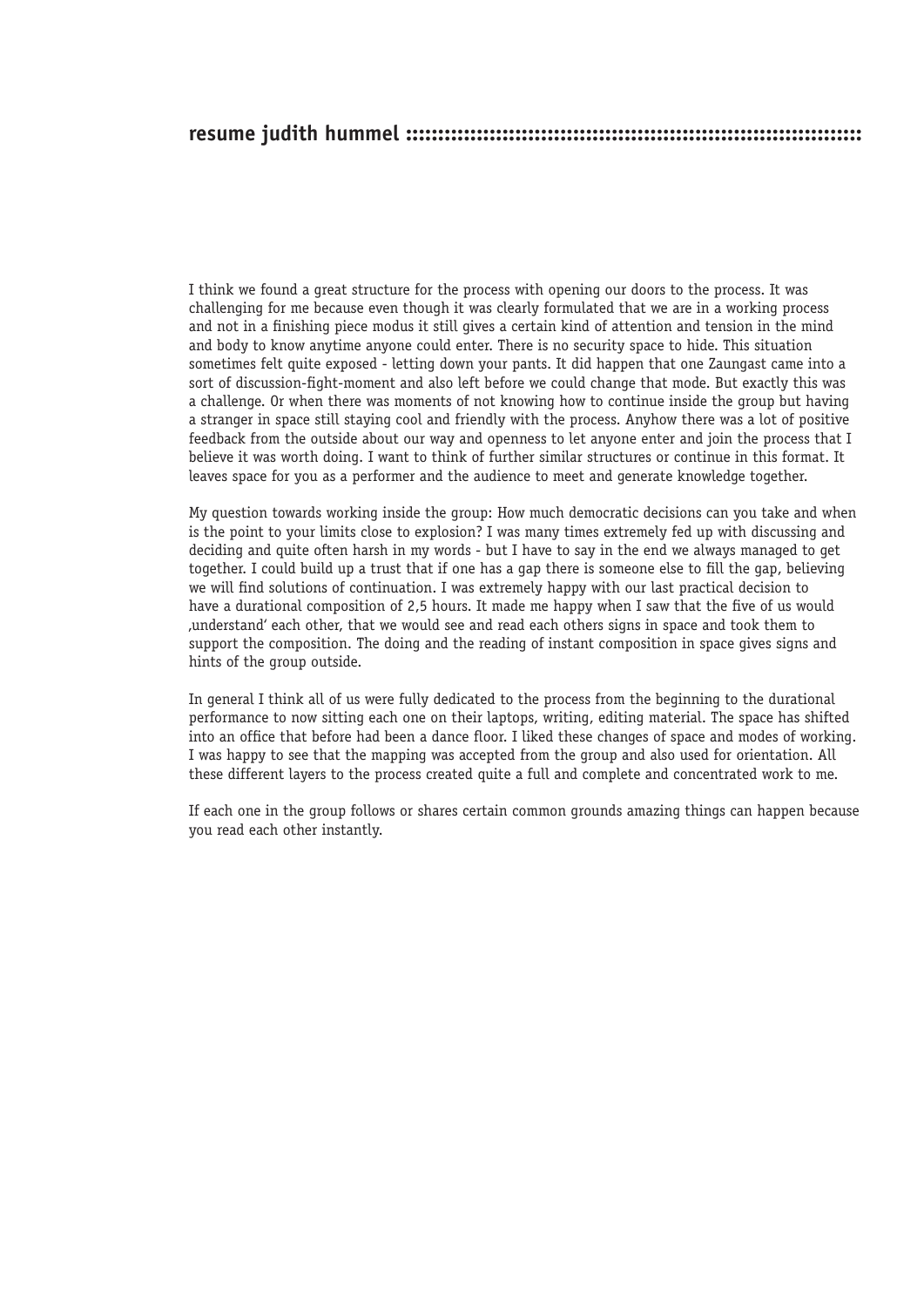## resume judith hummel ::::::::::::::::::::::::::::::::::::::::::::::::::::::::::::::::::::::

I think we found a great structure for the process with opening our doors to the process. It was challenging for me because even though it was clearly formulated that we are in a working process and not in a finishing piece modus it still gives a certain kind of attention and tension in the mind and body to know anytime anyone could enter. There is no security space to hide. This situation sometimes felt quite exposed - letting down your pants. It did happen that one Zaungast came into a sort of discussion-fight-moment and also left before we could change that mode. But exactly this was a challenge. Or when there was moments of not knowing how to continue inside the group but having a stranger in space still staying cool and friendly with the process. Anyhow there was a lot of positive feedback from the outside about our way and openness to let anyone enter and join the process that I believe it was worth doing. I want to think of further similar structures or continue in this format. It leaves space for you as a performer and the audience to meet and generate knowledge together.

My question towards working inside the group: How much democratic decisions can you take and when is the point to your limits close to explosion? I was many times extremely fed up with discussing and deciding and quite often harsh in my words - but I have to say in the end we always managed to get together. I could build up a trust that if one has a gap there is someone else to fill the gap, believing we will find solutions of continuation. I was extremely happy with our last practical decision to have a durational composition of 2,5 hours. It made me happy when I saw that the five of us would ‚understand' each other, that we would see and read each others signs in space and took them to support the composition. The doing and the reading of instant composition in space gives signs and hints of the group outside.

In general I think all of us were fully dedicated to the process from the beginning to the durational performance to now sitting each one on their laptops, writing, editing material. The space has shifted into an office that before had been a dance floor. I liked these changes of space and modes of working. I was happy to see that the mapping was accepted from the group and also used for orientation. All these different layers to the process created quite a full and complete and concentrated work to me.

If each one in the group follows or shares certain common grounds amazing things can happen because you read each other instantly.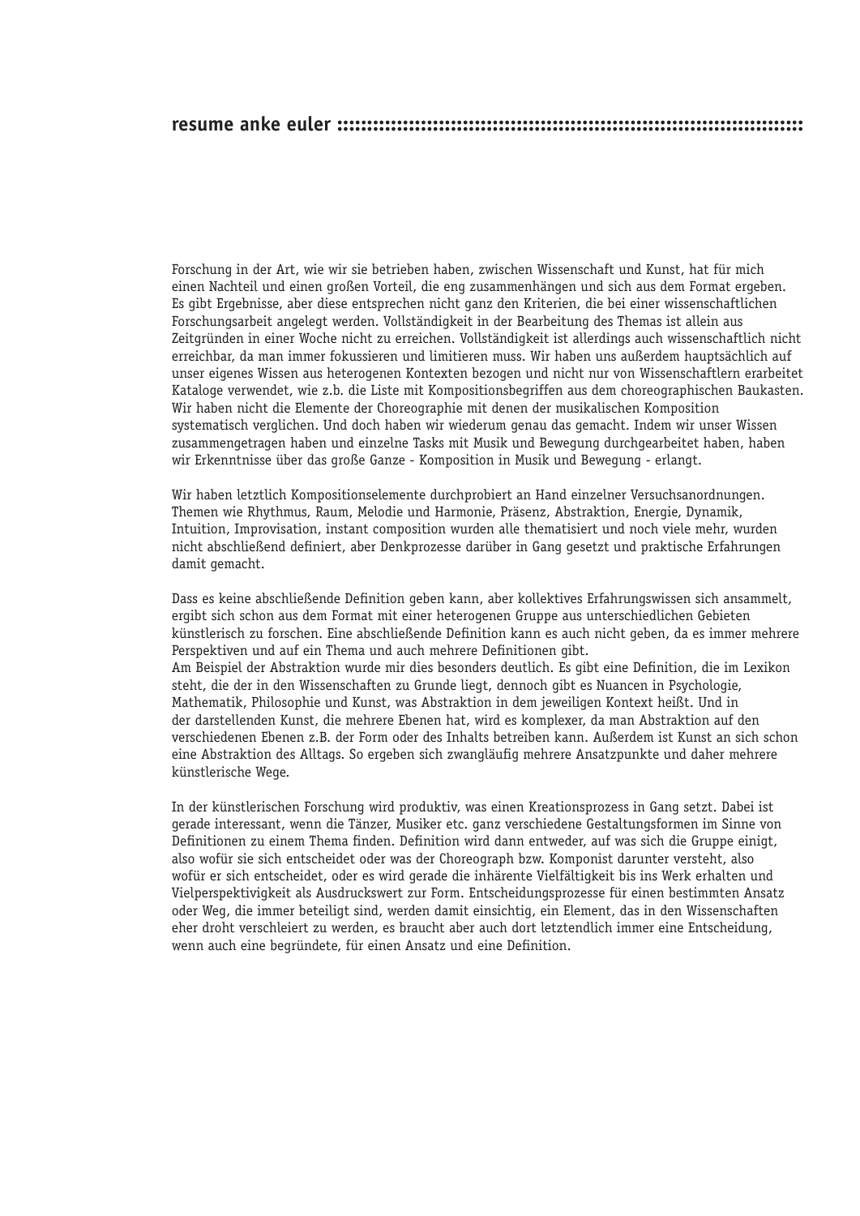## resume anke euler

Forschung in der Art, wie wir sie betrieben haben, zwischen Wissenschaft und Kunst, hat für mich einen Nachteil und einen großen Vorteil, die eng zusammenhängen und sich aus dem Format ergeben. Es gibt Ergebnisse, aber diese entsprechen nicht ganz den Kriterien, die bei einer wissenschaftlichen Forschungsarbeit angelegt werden. Vollständigkeit in der Bearbeitung des Themas ist allein aus Zeitgründen in einer Woche nicht zu erreichen. Vollständigkeit ist allerdings auch wissenschaftlich nicht erreichbar, da man immer fokussieren und limitieren muss. Wir haben uns außerdem hauptsächlich auf unser eigenes Wissen aus heterogenen Kontexten bezogen und nicht nur von Wissenschaftlern erarbeitet Kataloge verwendet, wie z.b. die Liste mit Kompositionsbegriffen aus dem choreographischen Baukasten. Wir haben nicht die Elemente der Choreographie mit denen der musikalischen Komposition systematisch verglichen. Und doch haben wir wiederum genau das gemacht. Indem wir unser Wissen zusammengetragen haben und einzelne Tasks mit Musik und Bewegung durchgearbeitet haben, haben wir Erkenntnisse über das große Ganze - Komposition in Musik und Bewegung - erlangt.

Wir haben letztlich Kompositionselemente durchprobiert an Hand einzelner Versuchsanordnungen. Themen wie Rhythmus, Raum, Melodie und Harmonie, Präsenz, Abstraktion, Energie, Dynamik, Intuition, Improvisation, instant composition wurden alle thematisiert und noch viele mehr, wurden nicht abschließend definiert, aber Denkprozesse darüber in Gang gesetzt und praktische Erfahrungen damit gemacht.

Dass es keine abschließende Definition geben kann, aber kollektives Erfahrungswissen sich ansammelt, ergibt sich schon aus dem Format mit einer heterogenen Gruppe aus unterschiedlichen Gebieten künstlerisch zu forschen. Eine abschließende Definition kann es auch nicht geben, da es immer mehrere Perspektiven und auf ein Thema und auch mehrere Definitionen gibt.
Am Beispiel der Abstraktion wurde mir dies besonders deutlich. Es gibt eine Definition, die im Lexikon steht, die der in den Wissenschaften zu Grunde liegt, dennoch gibt es Nuancen in Psychologie, Mathematik, Philosophie und Kunst, was Abstraktion in dem jeweiligen Kontext heißt. Und in der darstellenden Kunst, die mehrere Ebenen hat, wird es komplexer, da man Abstraktion auf den verschiedenen Ebenen z.B. der Form oder des Inhalts betreiben kann. Außerdem ist Kunst an sich schon eine Abstraktion des Alltags. So ergeben sich zwangläufig mehrere Ansatzpunkte und daher mehrere künstlerische Wege.

In der künstlerischen Forschung wird produktiv, was einen Kreationsprozess in Gang setzt. Dabei ist gerade interessant, wenn die Tänzer, Musiker etc. ganz verschiedene Gestaltungsformen im Sinne von Definitionen zu einem Thema finden. Definition wird dann entweder, auf was sich die Gruppe einigt, also wofür sie sich entscheidet oder was der Choreograph bzw. Komponist darunter versteht, also wofür er sich entscheidet, oder es wird gerade die inhärente Vielfältigkeit bis ins Werk erhalten und Vielperspektivigkeit als Ausdruckswert zur Form. Entscheidungsprozesse für einen bestimmten Ansatz oder Weg, die immer beteiligt sind, werden damit einsichtig, ein Element, das in den Wissenschaften eher droht verschleiert zu werden, es braucht aber auch dort letztendlich immer eine Entscheidung, wenn auch eine begründete, für einen Ansatz und eine Definition.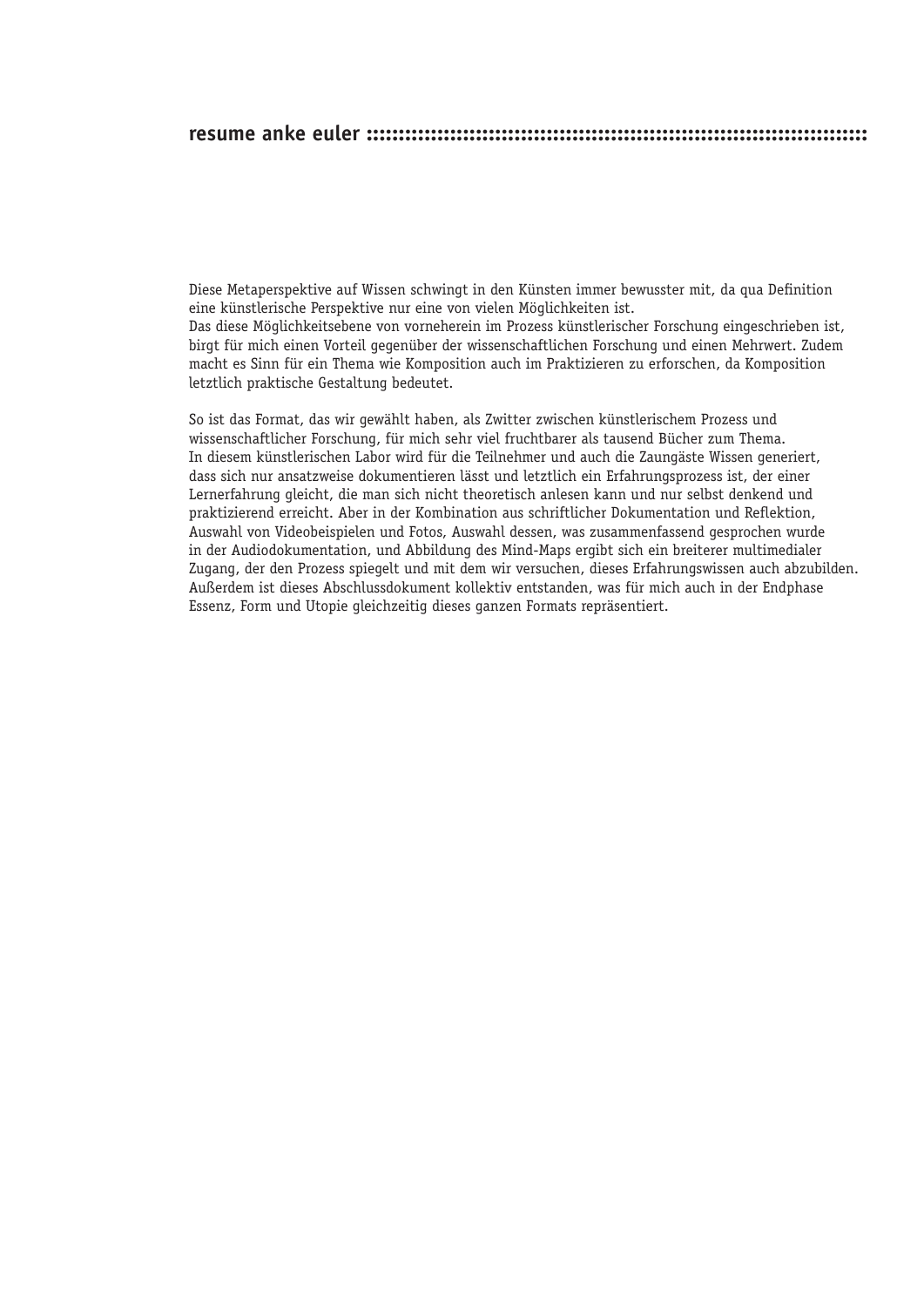## resume anke euler ::::::::::::::::::::::::::::::::::::::::::::::::::::::::::::::::::::::::::::::::

Diese Metaperspektive auf Wissen schwingt in den Künsten immer bewusster mit, da qua Definition eine künstlerische Perspektive nur eine von vielen Möglichkeiten ist.
Das diese Möglichkeitsebene von vorneherein im Prozess künstlerischer Forschung eingeschrieben ist, birgt für mich einen Vorteil gegenüber der wissenschaftlichen Forschung und einen Mehrwert. Zudem macht es Sinn für ein Thema wie Komposition auch im Praktizieren zu erforschen, da Komposition letztlich praktische Gestaltung bedeutet.

So ist das Format, das wir gewählt haben, als Zwitter zwischen künstlerischem Prozess und wissenschaftlicher Forschung, für mich sehr viel fruchtbarer als tausend Bücher zum Thema.
In diesem künstlerischen Labor wird für die Teilnehmer und auch die Zaungäste Wissen generiert, dass sich nur ansatzweise dokumentieren lässt und letztlich ein Erfahrungsprozess ist, der einer Lernerfahrung gleicht, die man sich nicht theoretisch anlesen kann und nur selbst denkend und praktizierend erreicht. Aber in der Kombination aus schriftlicher Dokumentation und Reflektion, Auswahl von Videobeispielen und Fotos, Auswahl dessen, was zusammenfassend gesprochen wurde in der Audiodokumentation, und Abbildung des Mind-Maps ergibt sich ein breiterer multimedialer Zugang, der den Prozess spiegelt und mit dem wir versuchen, dieses Erfahrungswissen auch abzubilden.
Außerdem ist dieses Abschlussdokument kollektiv entstanden, was für mich auch in der Endphase Essenz, Form und Utopie gleichzeitig dieses ganzen Formats repräsentiert.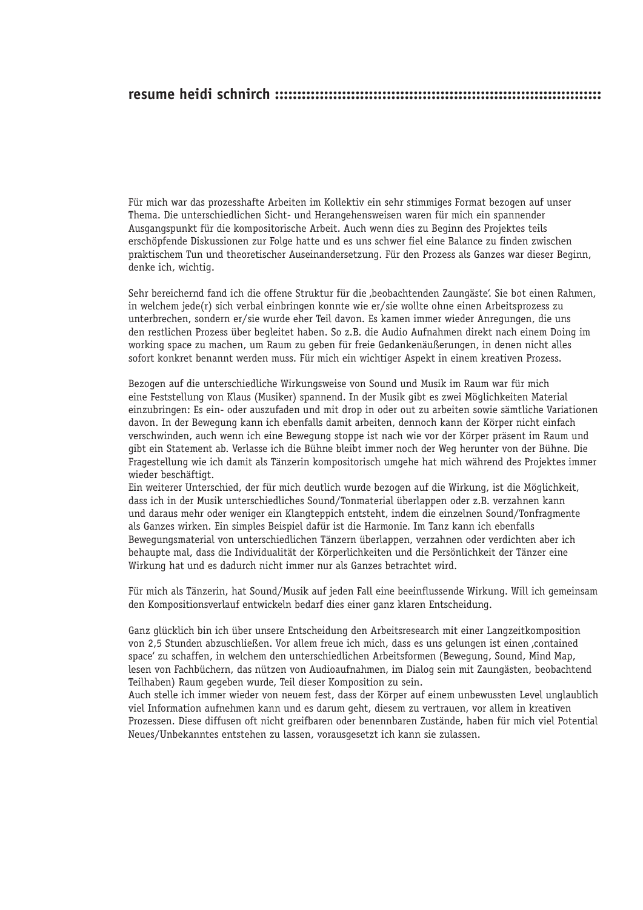## resume heidi schnirch ::::::::::::::::::::::::::::::::::::::::::::::::::::::::::::::::::::::::

Für mich war das prozesshafte Arbeiten im Kollektiv ein sehr stimmiges Format bezogen auf unser Thema. Die unterschiedlichen Sicht- und Herangehensweisen waren für mich ein spannender Ausgangspunkt für die kompositorische Arbeit. Auch wenn dies zu Beginn des Projektes teils erschöpfende Diskussionen zur Folge hatte und es uns schwer fiel eine Balance zu finden zwischen praktischem Tun und theoretischer Auseinandersetzung. Für den Prozess als Ganzes war dieser Beginn, denke ich, wichtig.

Sehr bereichernd fand ich die offene Struktur für die ‚beobachtenden Zaungäste'. Sie bot einen Rahmen, in welchem jede(r) sich verbal einbringen konnte wie er/sie wollte ohne einen Arbeitsprozess zu unterbrechen, sondern er/sie wurde eher Teil davon. Es kamen immer wieder Anregungen, die uns den restlichen Prozess über begleitet haben. So z.B. die Audio Aufnahmen direkt nach einem Doing im working space zu machen, um Raum zu geben für freie Gedankenäußerungen, in denen nicht alles sofort konkret benannt werden muss. Für mich ein wichtiger Aspekt in einem kreativen Prozess.

Bezogen auf die unterschiedliche Wirkungsweise von Sound und Musik im Raum war für mich eine Feststellung von Klaus (Musiker) spannend. In der Musik gibt es zwei Möglichkeiten Material einzubringen: Es ein- oder auszufaden und mit drop in oder out zu arbeiten sowie sämtliche Variationen davon. In der Bewegung kann ich ebenfalls damit arbeiten, dennoch kann der Körper nicht einfach verschwinden, auch wenn ich eine Bewegung stoppe ist nach wie vor der Körper präsent im Raum und gibt ein Statement ab. Verlasse ich die Bühne bleibt immer noch der Weg herunter von der Bühne. Die Fragestellung wie ich damit als Tänzerin kompositorisch umgehe hat mich während des Projektes immer wieder beschäftigt.
Ein weiterer Unterschied, der für mich deutlich wurde bezogen auf die Wirkung, ist die Möglichkeit, dass ich in der Musik unterschiedliches Sound/Tonmaterial überlappen oder z.B. verzahnen kann und daraus mehr oder weniger ein Klangteppich entsteht, indem die einzelnen Sound/Tonfragmente als Ganzes wirken. Ein simples Beispiel dafür ist die Harmonie. Im Tanz kann ich ebenfalls Bewegungsmaterial von unterschiedlichen Tänzern überlappen, verzahnen oder verdichten aber ich behaupte mal, dass die Individualität der Körperlichkeiten und die Persönlichkeit der Tänzer eine Wirkung hat und es dadurch nicht immer nur als Ganzes betrachtet wird.

Für mich als Tänzerin, hat Sound/Musik auf jeden Fall eine beeinflussende Wirkung. Will ich gemeinsam den Kompositionsverlauf entwickeln bedarf dies einer ganz klaren Entscheidung.

Ganz glücklich bin ich über unsere Entscheidung den Arbeitsresearch mit einer Langzeitkomposition von 2,5 Stunden abzuschließen. Vor allem freue ich mich, dass es uns gelungen ist einen ‚contained space' zu schaffen, in welchem den unterschiedlichen Arbeitsformen (Bewegung, Sound, Mind Map, lesen von Fachbüchern, das nützen von Audioaufnahmen, im Dialog sein mit Zaungästen, beobachtend Teilhaben) Raum gegeben wurde, Teil dieser Komposition zu sein.
Auch stelle ich immer wieder von neuem fest, dass der Körper auf einem unbewussten Level unglaublich viel Information aufnehmen kann und es darum geht, diesem zu vertrauen, vor allem in kreativen Prozessen. Diese diffusen oft nicht greifbaren oder benennbaren Zustände, haben für mich viel Potential Neues/Unbekanntes entstehen zu lassen, vorausgesetzt ich kann sie zulassen.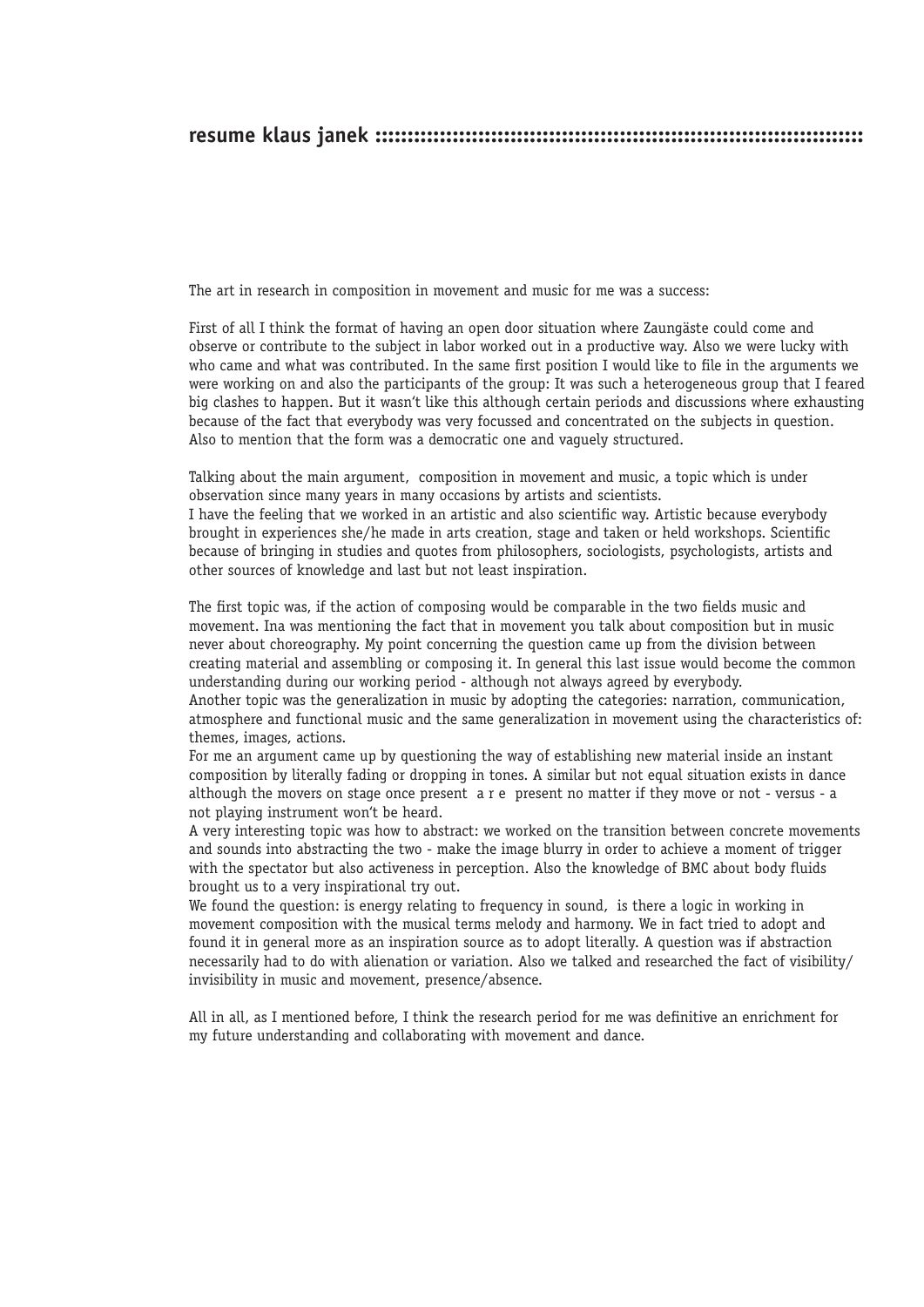## resume klaus janek ::::::::::::::::::::::::::::::::::::::::::::::::::::::::::::::::::::::::

The art in research in composition in movement and music for me was a success:

First of all I think the format of having an open door situation where Zaungäste could come and observe or contribute to the subject in labor worked out in a productive way. Also we were lucky with who came and what was contributed. In the same first position I would like to file in the arguments we were working on and also the participants of the group: It was such a heterogeneous group that I feared big clashes to happen. But it wasn't like this although certain periods and discussions where exhausting because of the fact that everybody was very focussed and concentrated on the subjects in question. Also to mention that the form was a democratic one and vaguely structured.

Talking about the main argument, composition in movement and music, a topic which is under observation since many years in many occasions by artists and scientists.
I have the feeling that we worked in an artistic and also scientific way. Artistic because everybody brought in experiences she/he made in arts creation, stage and taken or held workshops. Scientific because of bringing in studies and quotes from philosophers, sociologists, psychologists, artists and other sources of knowledge and last but not least inspiration.

The first topic was, if the action of composing would be comparable in the two fields music and movement. Ina was mentioning the fact that in movement you talk about composition but in music never about choreography. My point concerning the question came up from the division between creating material and assembling or composing it. In general this last issue would become the common understanding during our working period - although not always agreed by everybody.
Another topic was the generalization in music by adopting the categories: narration, communication, atmosphere and functional music and the same generalization in movement using the characteristics of: themes, images, actions.
For me an argument came up by questioning the way of establishing new material inside an instant composition by literally fading or dropping in tones. A similar but not equal situation exists in dance although the movers on stage once present a r e present no matter if they move or not - versus - a not playing instrument won't be heard.
A very interesting topic was how to abstract: we worked on the transition between concrete movements and sounds into abstracting the two - make the image blurry in order to achieve a moment of trigger with the spectator but also activeness in perception. Also the knowledge of BMC about body fluids brought us to a very inspirational try out.
We found the question: is energy relating to frequency in sound, is there a logic in working in movement composition with the musical terms melody and harmony. We in fact tried to adopt and found it in general more as an inspiration source as to adopt literally. A question was if abstraction necessarily had to do with alienation or variation. Also we talked and researched the fact of visibility/ invisibility in music and movement, presence/absence.

All in all, as I mentioned before, I think the research period for me was definitive an enrichment for my future understanding and collaborating with movement and dance.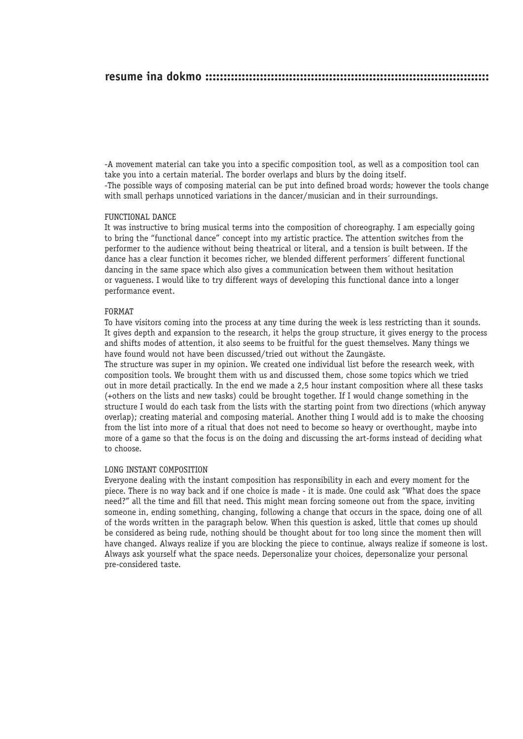## resume ina dokmo

-A movement material can take you into a specific composition tool, as well as a composition tool can take you into a certain material. The border overlaps and blurs by the doing itself.
-The possible ways of composing material can be put into defined broad words; however the tools change with small perhaps unnoticed variations in the dancer/musician and in their surroundings.

### FUNCTIONAL DANCE

It was instructive to bring musical terms into the composition of choreography. I am especially going to bring the "functional dance" concept into my artistic practice. The attention switches from the performer to the audience without being theatrical or literal, and a tension is built between. If the dance has a clear function it becomes richer, we blended different performers´ different functional dancing in the same space which also gives a communication between them without hesitation or vagueness. I would like to try different ways of developing this functional dance into a longer performance event.

### FORMAT

To have visitors coming into the process at any time during the week is less restricting than it sounds. It gives depth and expansion to the research, it helps the group structure, it gives energy to the process and shifts modes of attention, it also seems to be fruitful for the guest themselves. Many things we have found would not have been discussed/tried out without the Zaungäste.
The structure was super in my opinion. We created one individual list before the research week, with composition tools. We brought them with us and discussed them, chose some topics which we tried out in more detail practically. In the end we made a 2,5 hour instant composition where all these tasks (+others on the lists and new tasks) could be brought together. If I would change something in the structure I would do each task from the lists with the starting point from two directions (which anyway overlap); creating material and composing material. Another thing I would add is to make the choosing from the list into more of a ritual that does not need to become so heavy or overthought, maybe into more of a game so that the focus is on the doing and discussing the art-forms instead of deciding what to choose.

### LONG INSTANT COMPOSITION

Everyone dealing with the instant composition has responsibility in each and every moment for the piece. There is no way back and if one choice is made - it is made. One could ask "What does the space need?" all the time and fill that need. This might mean forcing someone out from the space, inviting someone in, ending something, changing, following a change that occurs in the space, doing one of all of the words written in the paragraph below. When this question is asked, little that comes up should be considered as being rude, nothing should be thought about for too long since the moment then will have changed. Always realize if you are blocking the piece to continue, always realize if someone is lost. Always ask yourself what the space needs. Depersonalize your choices, depersonalize your personal pre-considered taste.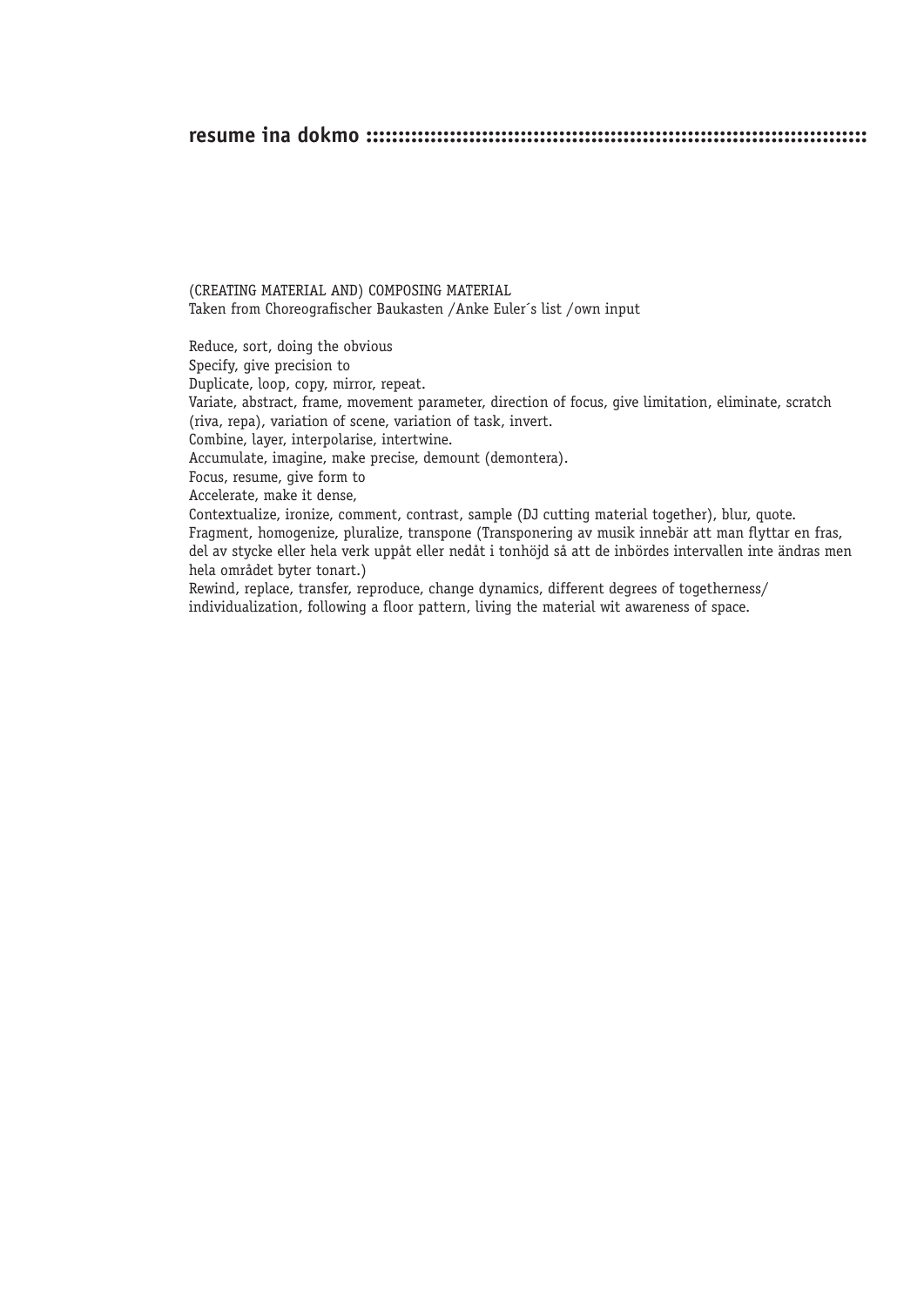**resume ina dokmo ::::::::::::::::::::::::::::::::::::::::::::::::::::::::::::::::::::::::::::::::::::**

(CREATING MATERIAL AND) COMPOSING MATERIAL
Taken from Choreografischer Baukasten /Anke Euler´s list /own input

Reduce, sort, doing the obvious
Specify, give precision to
Duplicate, loop, copy, mirror, repeat.
Variate, abstract, frame, movement parameter, direction of focus, give limitation, eliminate, scratch (riva, repa), variation of scene, variation of task, invert.
Combine, layer, interpolarise, intertwine.
Accumulate, imagine, make precise, demount (demontera).
Focus, resume, give form to
Accelerate, make it dense,
Contextualize, ironize, comment, contrast, sample (DJ cutting material together), blur, quote.
Fragment, homogenize, pluralize, transpone (Transponering av musik innebär att man flyttar en fras, del av stycke eller hela verk uppåt eller nedåt i tonhöjd så att de inbördes intervallen inte ändras men hela området byter tonart.)
Rewind, replace, transfer, reproduce, change dynamics, different degrees of togetherness/ individualization, following a floor pattern, living the material wit awareness of space.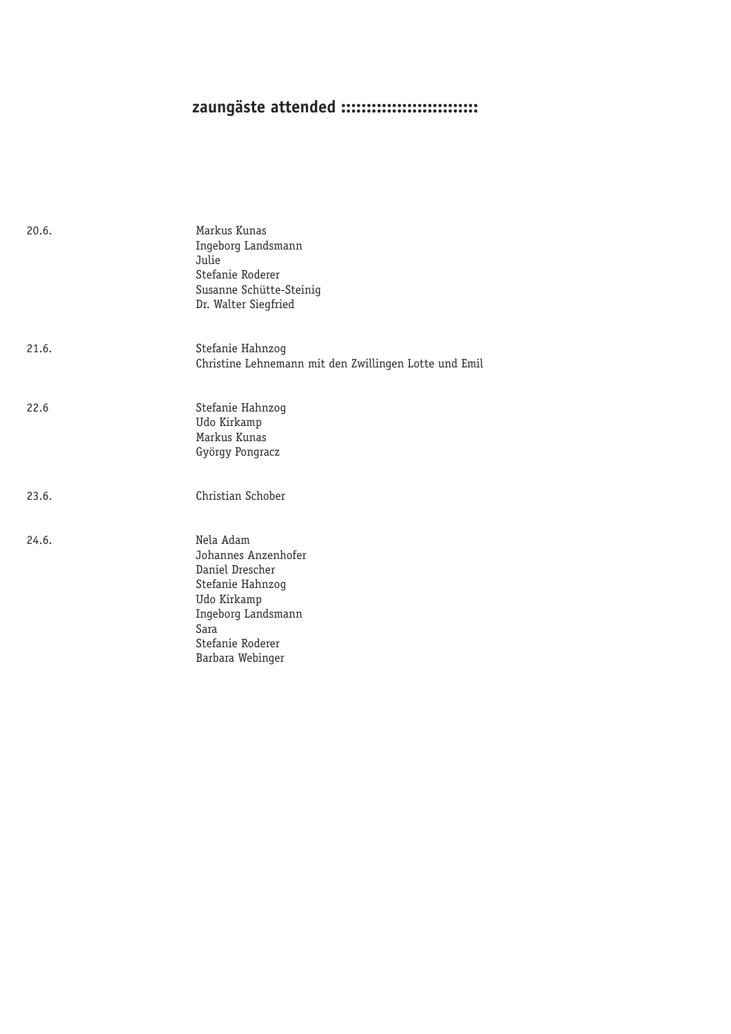## zaungäste attended :::::::::::::::::::::::::

20.6.

Markus Kunas
Ingeborg Landsmann
Julie
Stefanie Roderer
Susanne Schütte-Steinig
Dr. Walter Siegfried

21.6.

Stefanie Hahnzog
Christine Lehnemann mit den Zwillingen Lotte und Emil

22.6

Stefanie Hahnzog
Udo Kirkamp
Markus Kunas
György Pongracz

23.6.

Christian Schober

24.6.

Nela Adam
Johannes Anzenhofer
Daniel Drescher
Stefanie Hahnzog
Udo Kirkamp
Ingeborg Landsmann
Sara
Stefanie Roderer
Barbara Webinger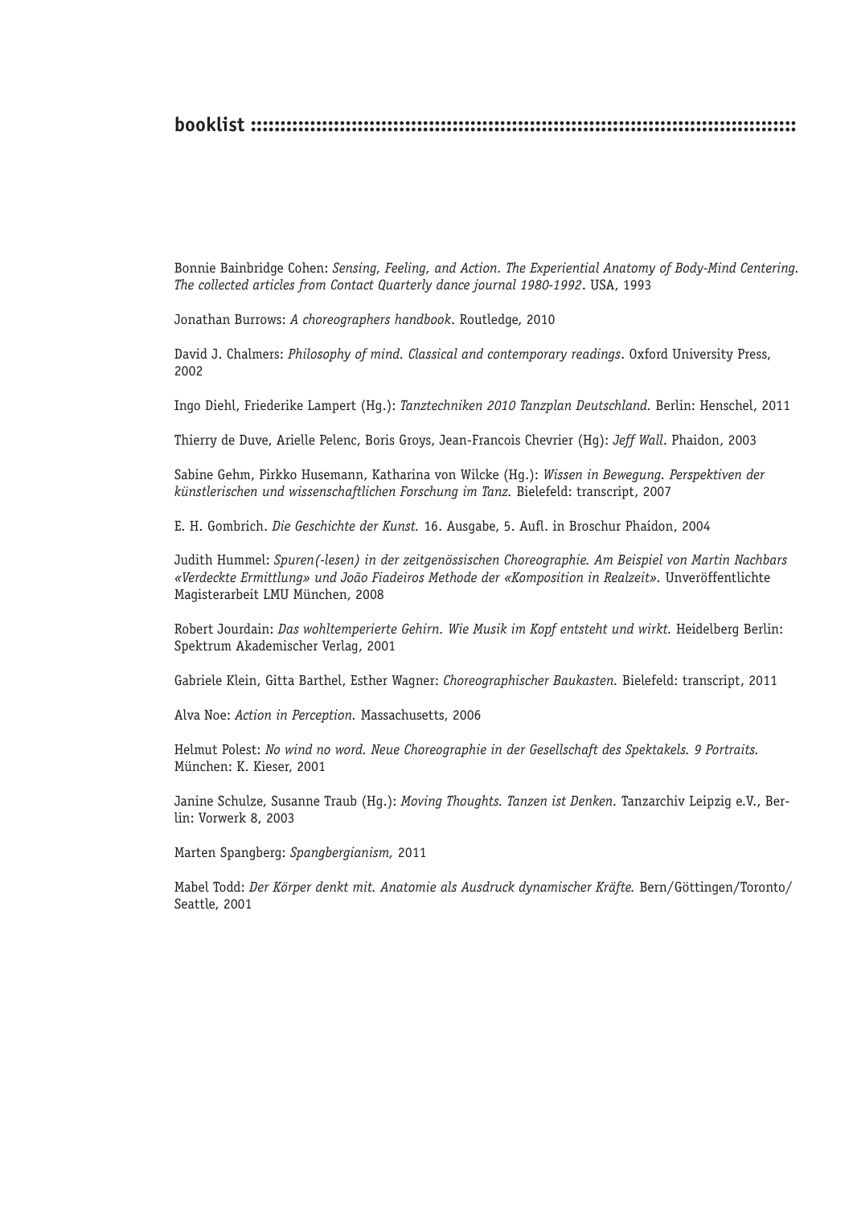## booklist

Bonnie Bainbridge Cohen: *Sensing, Feeling, and Action. The Experiential Anatomy of Body-Mind Centering. The collected articles from Contact Quarterly dance journal 1980-1992*. USA, 1993

Jonathan Burrows: *A choreographers handbook*. Routledge, 2010

David J. Chalmers: *Philosophy of mind. Classical and contemporary readings*. Oxford University Press, 2002

Ingo Diehl, Friederike Lampert (Hg.): *Tanztechniken 2010 Tanzplan Deutschland*. Berlin: Henschel, 2011

Thierry de Duve, Arielle Pelenc, Boris Groys, Jean-Francois Chevrier (Hg): *Jeff Wall*. Phaidon, 2003

Sabine Gehm, Pirkko Husemann, Katharina von Wilcke (Hg.): *Wissen in Bewegung. Perspektiven der künstlerischen und wissenschaftlichen Forschung im Tanz.* Bielefeld: transcript, 2007

E. H. Gombrich. *Die Geschichte der Kunst.* 16. Ausgabe, 5. Aufl. in Broschur Phaidon, 2004

Judith Hummel: *Spuren(-lesen) in der zeitgenössischen Choreographie. Am Beispiel von Martin Nachbars «Verdeckte Ermittlung» und João Fiadeiros Methode der «Komposition in Realzeit»*. Unveröffentlichte Magisterarbeit LMU München, 2008

Robert Jourdain: *Das wohltemperierte Gehirn. Wie Musik im Kopf entsteht und wirkt.* Heidelberg Berlin: Spektrum Akademischer Verlag, 2001

Gabriele Klein, Gitta Barthel, Esther Wagner: *Choreographischer Baukasten*. Bielefeld: transcript, 2011

Alva Noe: *Action in Perception.* Massachusetts, 2006

Helmut Polest: *No wind no word. Neue Choreographie in der Gesellschaft des Spektakels. 9 Portraits.* München: K. Kieser, 2001

Janine Schulze, Susanne Traub (Hg.): *Moving Thoughts. Tanzen ist Denken*. Tanzarchiv Leipzig e.V., Berlin: Vorwerk 8, 2003

Marten Spangberg: *Spangbergianism,* 2011

Mabel Todd: *Der Körper denkt mit. Anatomie als Ausdruck dynamischer Kräfte.* Bern/Göttingen/Toronto/Seattle, 2001